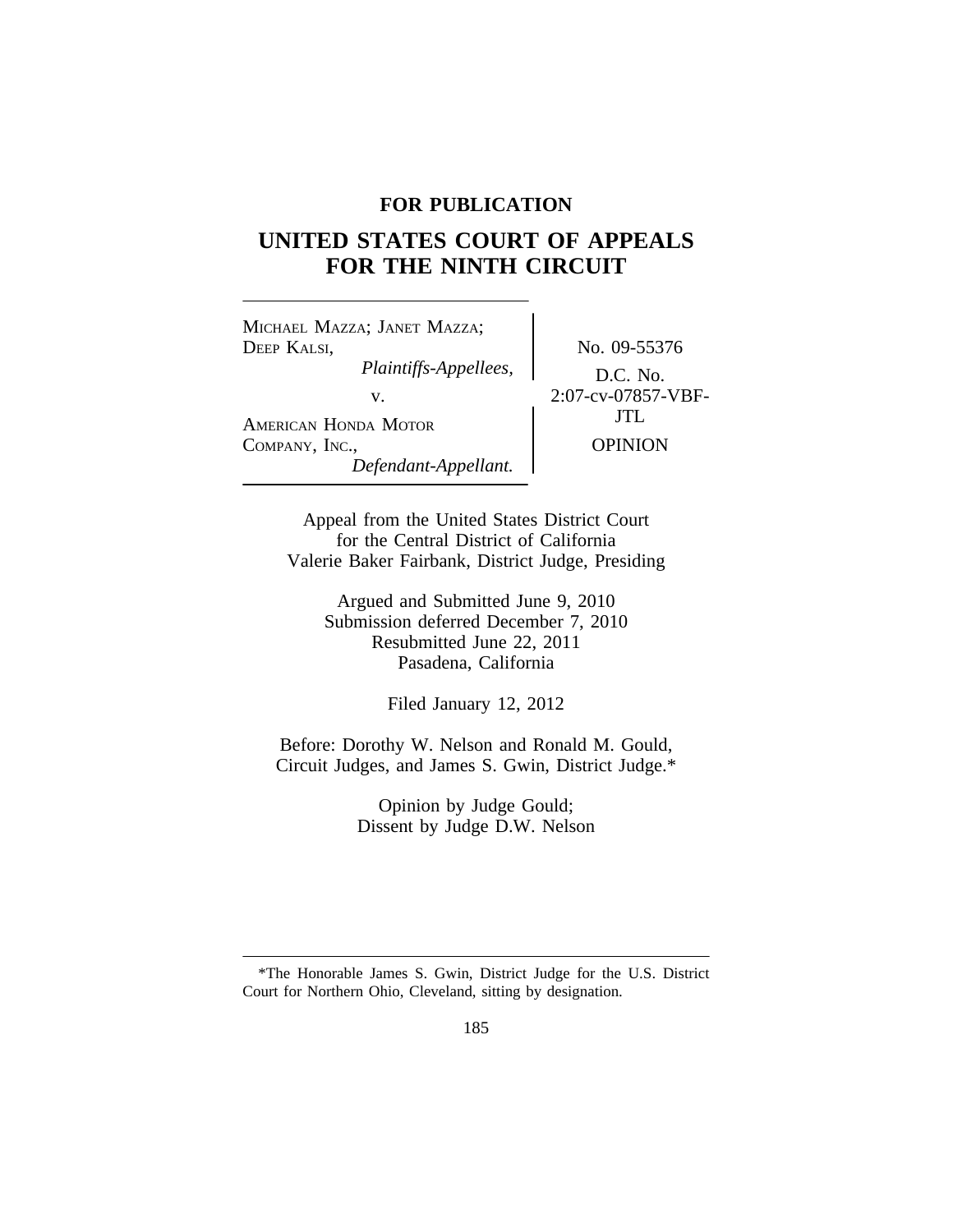**FOR PUBLICATION**

# UNITED STATES COURT OF APPEALS FOR THE NINTH CIRCUIT

MICHAEL MAZZA; JANET MAZZA; DEEP KALSI,
*Plaintiffs-Appellees,*

v.

AMERICAN HONDA MOTOR COMPANY, INC.,
*Defendant-Appellant.*

No. 09-55376

D.C. No. 2:07-cv-07857-VBF-JTL

OPINION

Appeal from the United States District Court for the Central District of California
Valerie Baker Fairbank, District Judge, Presiding

Argued and Submitted June 9, 2010
Submission deferred December 7, 2010
Resubmitted June 22, 2011
Pasadena, California

Filed January 12, 2012

Before: Dorothy W. Nelson and Ronald M. Gould, Circuit Judges, and James S. Gwin, District Judge.*

Opinion by Judge Gould;
Dissent by Judge D.W. Nelson

---

*The Honorable James S. Gwin, District Judge for the U.S. District Court for Northern Ohio, Cleveland, sitting by designation.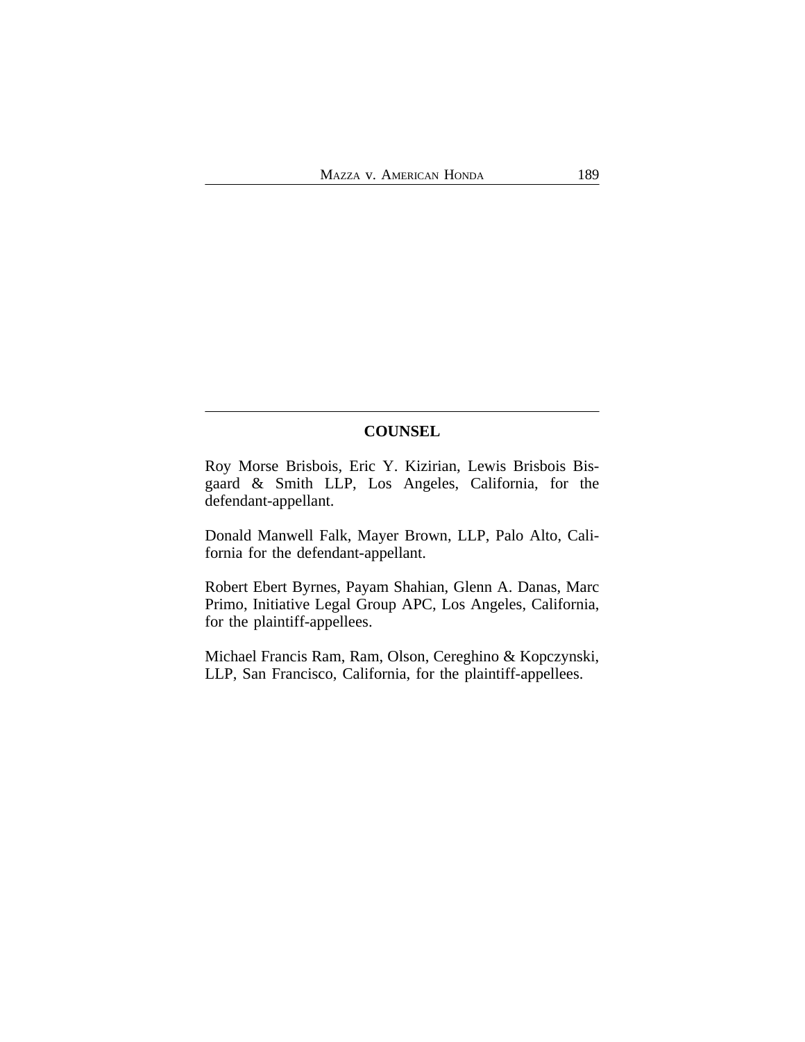## COUNSEL

Roy Morse Brisbois, Eric Y. Kizirian, Lewis Brisbois Bisgaard & Smith LLP, Los Angeles, California, for the defendant-appellant.

Donald Manwell Falk, Mayer Brown, LLP, Palo Alto, California for the defendant-appellant.

Robert Ebert Byrnes, Payam Shahian, Glenn A. Danas, Marc Primo, Initiative Legal Group APC, Los Angeles, California, for the plaintiff-appellees.

Michael Francis Ram, Ram, Olson, Cereghino & Kopczynski, LLP, San Francisco, California, for the plaintiff-appellees.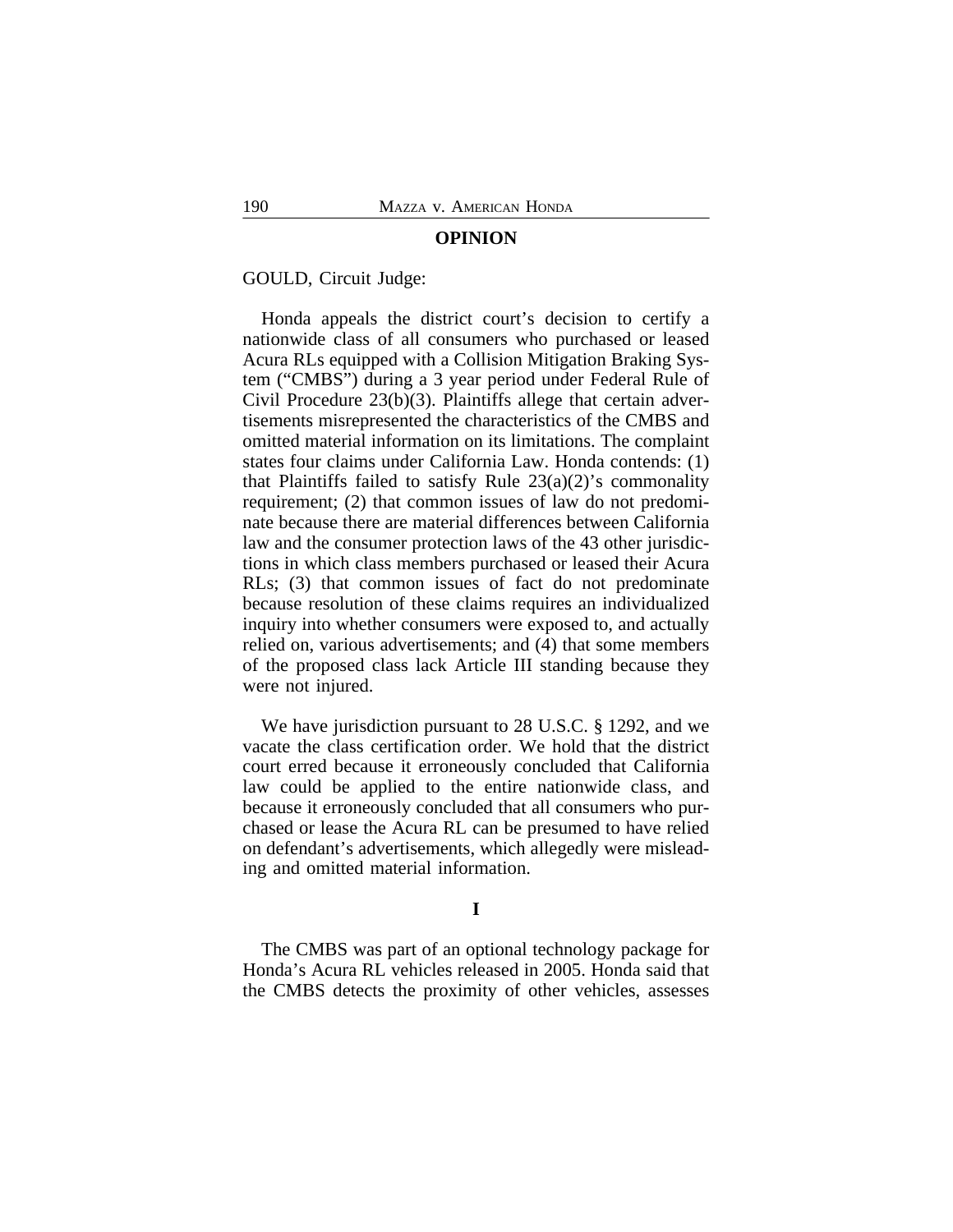## OPINION

GOULD, Circuit Judge:

Honda appeals the district court's decision to certify a nationwide class of all consumers who purchased or leased Acura RLs equipped with a Collision Mitigation Braking System ("CMBS") during a 3 year period under Federal Rule of Civil Procedure 23(b)(3). Plaintiffs allege that certain advertisements misrepresented the characteristics of the CMBS and omitted material information on its limitations. The complaint states four claims under California Law. Honda contends: (1) that Plaintiffs failed to satisfy Rule 23(a)(2)'s commonality requirement; (2) that common issues of law do not predominate because there are material differences between California law and the consumer protection laws of the 43 other jurisdictions in which class members purchased or leased their Acura RLs; (3) that common issues of fact do not predominate because resolution of these claims requires an individualized inquiry into whether consumers were exposed to, and actually relied on, various advertisements; and (4) that some members of the proposed class lack Article III standing because they were not injured.

We have jurisdiction pursuant to 28 U.S.C. § 1292, and we vacate the class certification order. We hold that the district court erred because it erroneously concluded that California law could be applied to the entire nationwide class, and because it erroneously concluded that all consumers who purchased or lease the Acura RL can be presumed to have relied on defendant's advertisements, which allegedly were misleading and omitted material information.

## I

The CMBS was part of an optional technology package for Honda's Acura RL vehicles released in 2005. Honda said that the CMBS detects the proximity of other vehicles, assesses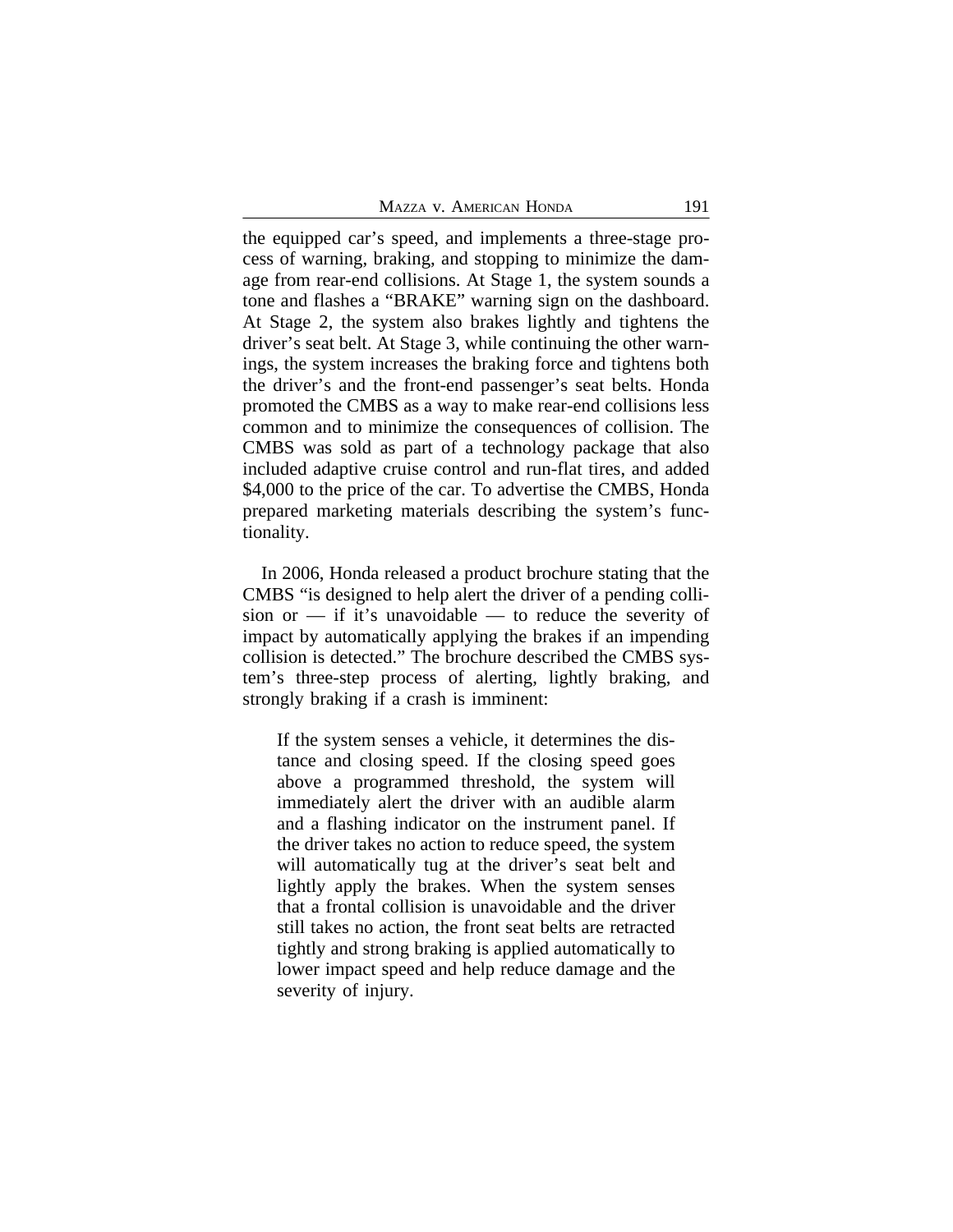the equipped car's speed, and implements a three-stage process of warning, braking, and stopping to minimize the damage from rear-end collisions. At Stage 1, the system sounds a tone and flashes a "BRAKE" warning sign on the dashboard. At Stage 2, the system also brakes lightly and tightens the driver's seat belt. At Stage 3, while continuing the other warnings, the system increases the braking force and tightens both the driver's and the front-end passenger's seat belts. Honda promoted the CMBS as a way to make rear-end collisions less common and to minimize the consequences of collision. The CMBS was sold as part of a technology package that also included adaptive cruise control and run-flat tires, and added $4,000 to the price of the car. To advertise the CMBS, Honda prepared marketing materials describing the system's functionality.

In 2006, Honda released a product brochure stating that the CMBS "is designed to help alert the driver of a pending collision or — if it's unavoidable — to reduce the severity of impact by automatically applying the brakes if an impending collision is detected." The brochure described the CMBS system's three-step process of alerting, lightly braking, and strongly braking if a crash is imminent:

> If the system senses a vehicle, it determines the distance and closing speed. If the closing speed goes above a programmed threshold, the system will immediately alert the driver with an audible alarm and a flashing indicator on the instrument panel. If the driver takes no action to reduce speed, the system will automatically tug at the driver's seat belt and lightly apply the brakes. When the system senses that a frontal collision is unavoidable and the driver still takes no action, the front seat belts are retracted tightly and strong braking is applied automatically to lower impact speed and help reduce damage and the severity of injury.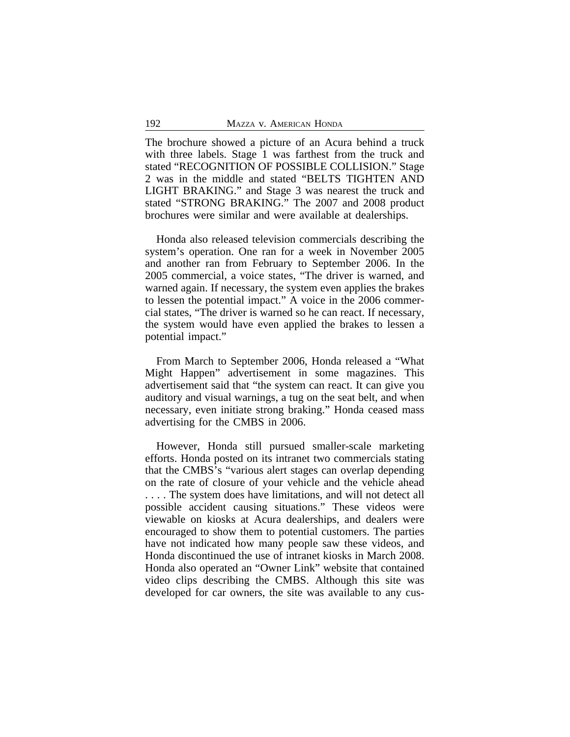The brochure showed a picture of an Acura behind a truck with three labels. Stage 1 was farthest from the truck and stated "RECOGNITION OF POSSIBLE COLLISION." Stage 2 was in the middle and stated "BELTS TIGHTEN AND LIGHT BRAKING." and Stage 3 was nearest the truck and stated "STRONG BRAKING." The 2007 and 2008 product brochures were similar and were available at dealerships.

Honda also released television commercials describing the system's operation. One ran for a week in November 2005 and another ran from February to September 2006. In the 2005 commercial, a voice states, "The driver is warned, and warned again. If necessary, the system even applies the brakes to lessen the potential impact." A voice in the 2006 commercial states, "The driver is warned so he can react. If necessary, the system would have even applied the brakes to lessen a potential impact."

From March to September 2006, Honda released a "What Might Happen" advertisement in some magazines. This advertisement said that "the system can react. It can give you auditory and visual warnings, a tug on the seat belt, and when necessary, even initiate strong braking." Honda ceased mass advertising for the CMBS in 2006.

However, Honda still pursued smaller-scale marketing efforts. Honda posted on its intranet two commercials stating that the CMBS's "various alert stages can overlap depending on the rate of closure of your vehicle and the vehicle ahead . . . . The system does have limitations, and will not detect all possible accident causing situations." These videos were viewable on kiosks at Acura dealerships, and dealers were encouraged to show them to potential customers. The parties have not indicated how many people saw these videos, and Honda discontinued the use of intranet kiosks in March 2008. Honda also operated an "Owner Link" website that contained video clips describing the CMBS. Although this site was developed for car owners, the site was available to any cus-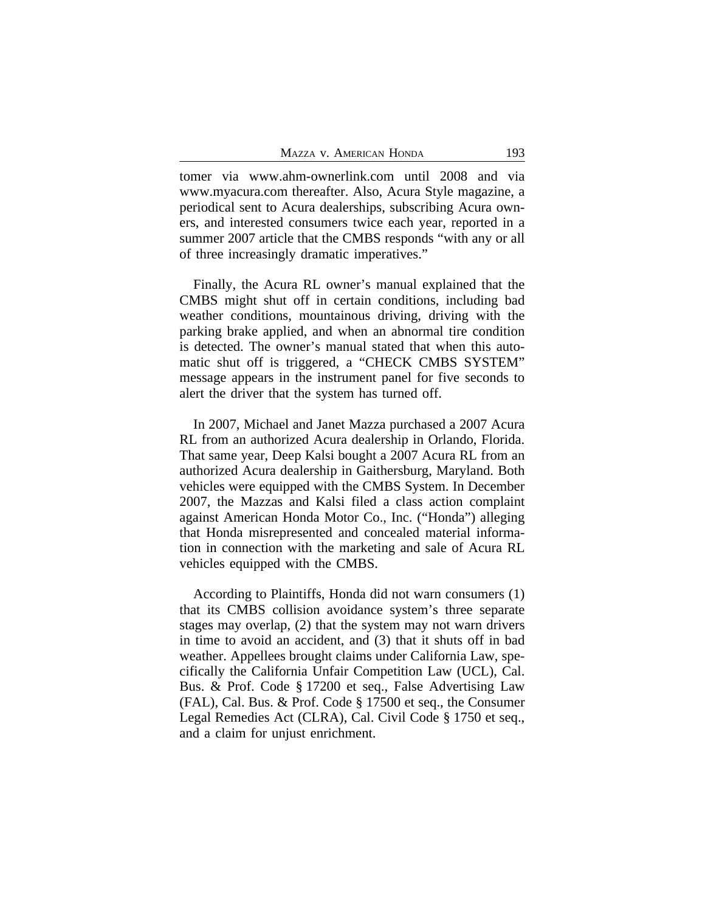tomer via www.ahm-ownerlink.com until 2008 and via www.myacura.com thereafter. Also, Acura Style magazine, a periodical sent to Acura dealerships, subscribing Acura owners, and interested consumers twice each year, reported in a summer 2007 article that the CMBS responds "with any or all of three increasingly dramatic imperatives."

Finally, the Acura RL owner's manual explained that the CMBS might shut off in certain conditions, including bad weather conditions, mountainous driving, driving with the parking brake applied, and when an abnormal tire condition is detected. The owner's manual stated that when this automatic shut off is triggered, a "CHECK CMBS SYSTEM" message appears in the instrument panel for five seconds to alert the driver that the system has turned off.

In 2007, Michael and Janet Mazza purchased a 2007 Acura RL from an authorized Acura dealership in Orlando, Florida. That same year, Deep Kalsi bought a 2007 Acura RL from an authorized Acura dealership in Gaithersburg, Maryland. Both vehicles were equipped with the CMBS System. In December 2007, the Mazzas and Kalsi filed a class action complaint against American Honda Motor Co., Inc. ("Honda") alleging that Honda misrepresented and concealed material information in connection with the marketing and sale of Acura RL vehicles equipped with the CMBS.

According to Plaintiffs, Honda did not warn consumers (1) that its CMBS collision avoidance system's three separate stages may overlap, (2) that the system may not warn drivers in time to avoid an accident, and (3) that it shuts off in bad weather. Appellees brought claims under California Law, specifically the California Unfair Competition Law (UCL), Cal. Bus. & Prof. Code § 17200 et seq., False Advertising Law (FAL), Cal. Bus. & Prof. Code § 17500 et seq., the Consumer Legal Remedies Act (CLRA), Cal. Civil Code § 1750 et seq., and a claim for unjust enrichment.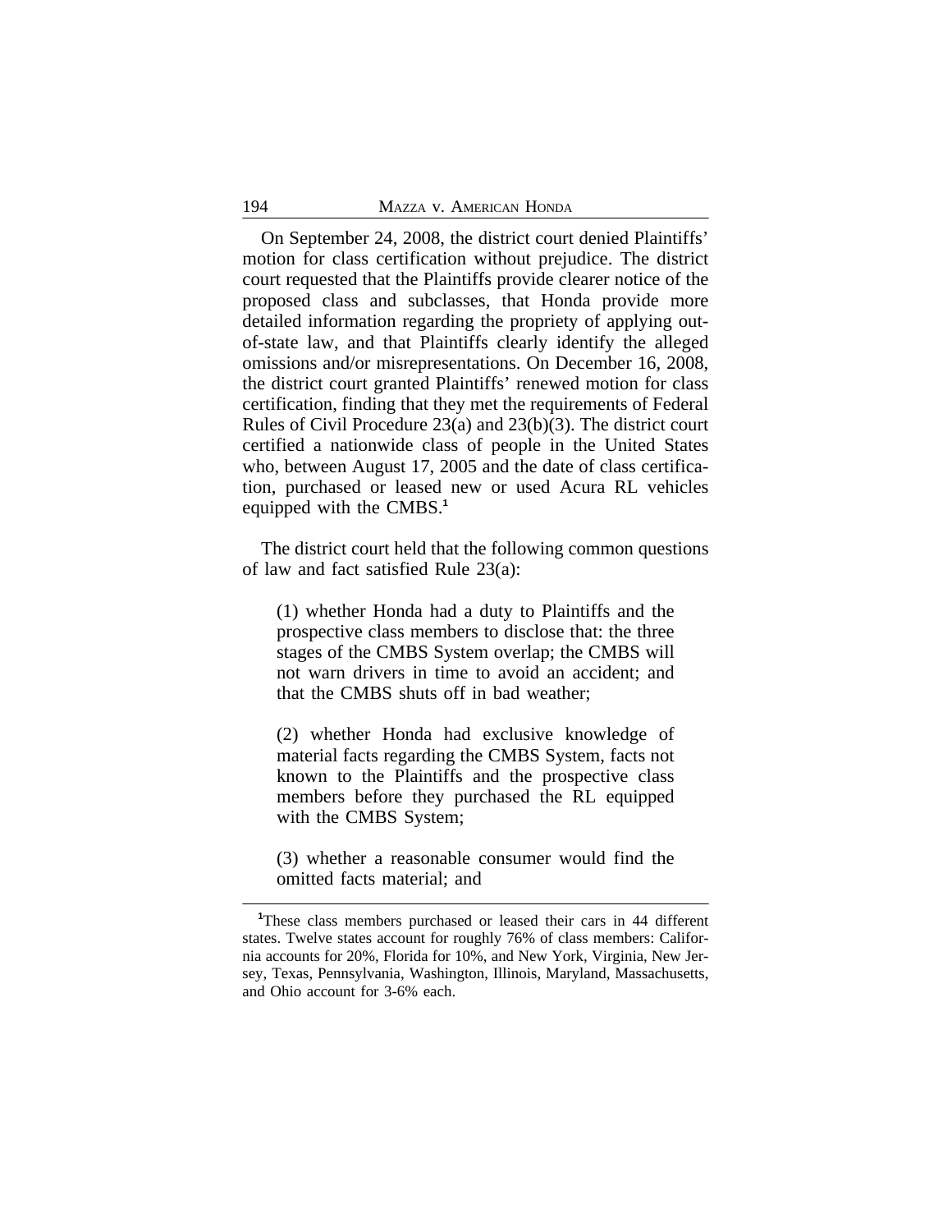On September 24, 2008, the district court denied Plaintiffs' motion for class certification without prejudice. The district court requested that the Plaintiffs provide clearer notice of the proposed class and subclasses, that Honda provide more detailed information regarding the propriety of applying out-of-state law, and that Plaintiffs clearly identify the alleged omissions and/or misrepresentations. On December 16, 2008, the district court granted Plaintiffs' renewed motion for class certification, finding that they met the requirements of Federal Rules of Civil Procedure 23(a) and 23(b)(3). The district court certified a nationwide class of people in the United States who, between August 17, 2005 and the date of class certification, purchased or leased new or used Acura RL vehicles equipped with the CMBS.[1]

The district court held that the following common questions of law and fact satisfied Rule 23(a):

> (1) whether Honda had a duty to Plaintiffs and the prospective class members to disclose that: the three stages of the CMBS System overlap; the CMBS will not warn drivers in time to avoid an accident; and that the CMBS shuts off in bad weather;
>
> (2) whether Honda had exclusive knowledge of material facts regarding the CMBS System, facts not known to the Plaintiffs and the prospective class members before they purchased the RL equipped with the CMBS System;
>
> (3) whether a reasonable consumer would find the omitted facts material; and

[1]These class members purchased or leased their cars in 44 different states. Twelve states account for roughly 76% of class members: California accounts for 20%, Florida for 10%, and New York, Virginia, New Jersey, Texas, Pennsylvania, Washington, Illinois, Maryland, Massachusetts, and Ohio account for 3-6% each.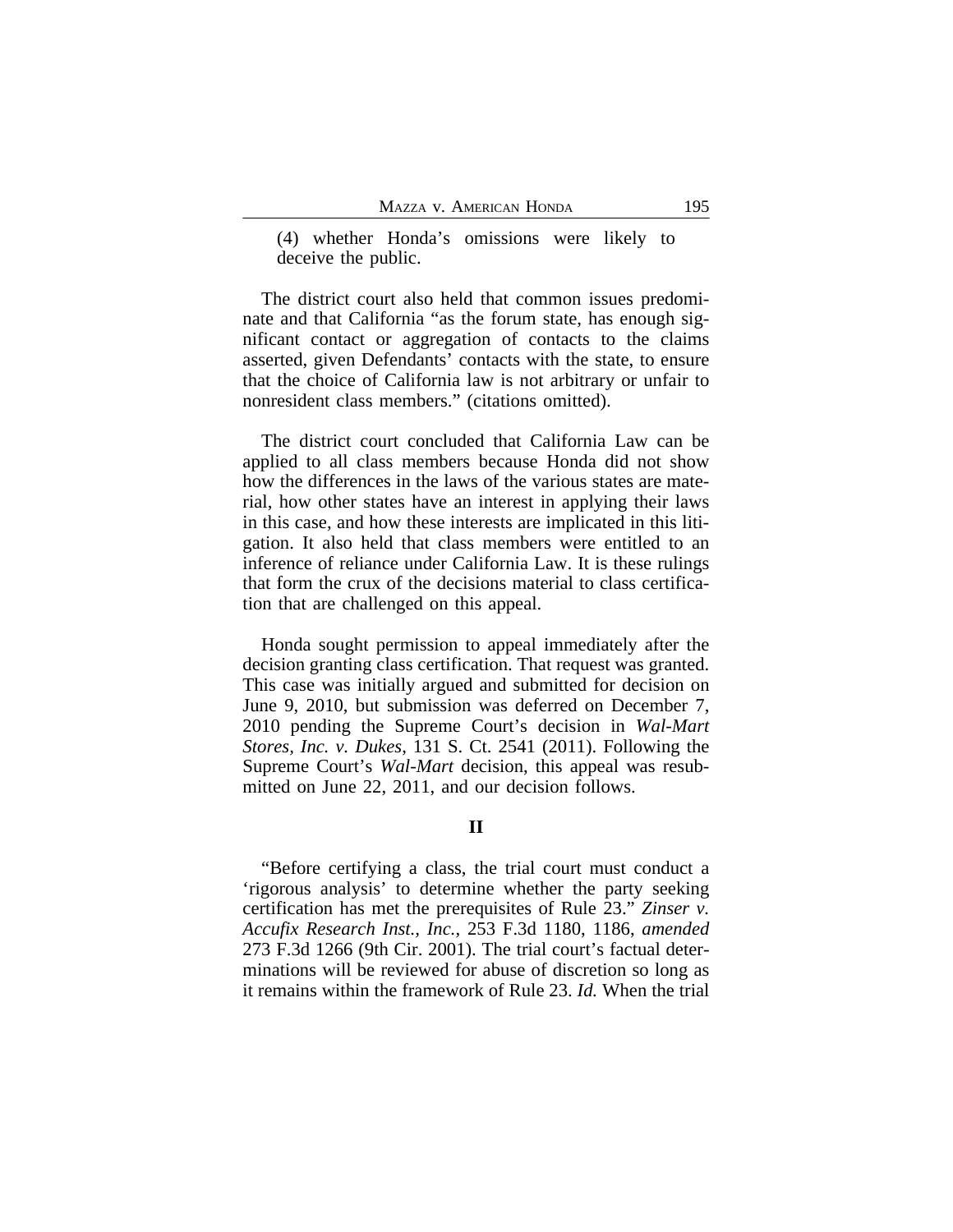(4) whether Honda's omissions were likely to deceive the public.

The district court also held that common issues predominate and that California "as the forum state, has enough significant contact or aggregation of contacts to the claims asserted, given Defendants' contacts with the state, to ensure that the choice of California law is not arbitrary or unfair to nonresident class members." (citations omitted).

The district court concluded that California Law can be applied to all class members because Honda did not show how the differences in the laws of the various states are material, how other states have an interest in applying their laws in this case, and how these interests are implicated in this litigation. It also held that class members were entitled to an inference of reliance under California Law. It is these rulings that form the crux of the decisions material to class certification that are challenged on this appeal.

Honda sought permission to appeal immediately after the decision granting class certification. That request was granted. This case was initially argued and submitted for decision on June 9, 2010, but submission was deferred on December 7, 2010 pending the Supreme Court's decision in *Wal-Mart Stores, Inc. v. Dukes*, 131 S. Ct. 2541 (2011). Following the Supreme Court's *Wal-Mart* decision, this appeal was resubmitted on June 22, 2011, and our decision follows.

## II

"Before certifying a class, the trial court must conduct a 'rigorous analysis' to determine whether the party seeking certification has met the prerequisites of Rule 23." *Zinser v. Accufix Research Inst., Inc.*, 253 F.3d 1180, 1186, *amended* 273 F.3d 1266 (9th Cir. 2001). The trial court's factual determinations will be reviewed for abuse of discretion so long as it remains within the framework of Rule 23. *Id.* When the trial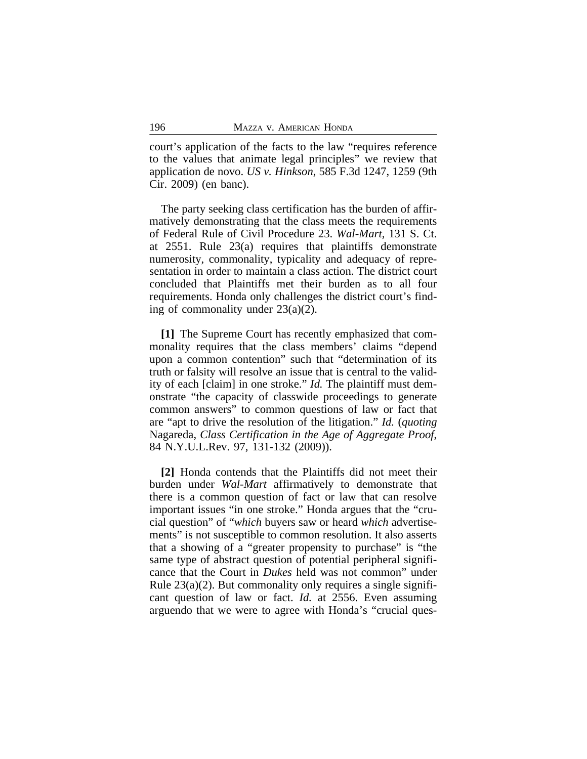court's application of the facts to the law "requires reference to the values that animate legal principles" we review that application de novo. *US v. Hinkson*, 585 F.3d 1247, 1259 (9th Cir. 2009) (en banc).

The party seeking class certification has the burden of affirmatively demonstrating that the class meets the requirements of Federal Rule of Civil Procedure 23. *Wal-Mart*, 131 S. Ct. at 2551. Rule 23(a) requires that plaintiffs demonstrate numerosity, commonality, typicality and adequacy of representation in order to maintain a class action. The district court concluded that Plaintiffs met their burden as to all four requirements. Honda only challenges the district court's finding of commonality under 23(a)(2).

**[1]** The Supreme Court has recently emphasized that commonality requires that the class members' claims "depend upon a common contention" such that "determination of its truth or falsity will resolve an issue that is central to the validity of each [claim] in one stroke." *Id.* The plaintiff must demonstrate "the capacity of classwide proceedings to generate common answers" to common questions of law or fact that are "apt to drive the resolution of the litigation." *Id.* (*quoting* Nagareda, *Class Certification in the Age of Aggregate Proof*, 84 N.Y.U.L.Rev. 97, 131-132 (2009)).

**[2]** Honda contends that the Plaintiffs did not meet their burden under *Wal-Mart* affirmatively to demonstrate that there is a common question of fact or law that can resolve important issues "in one stroke." Honda argues that the "crucial question" of "*which* buyers saw or heard *which* advertisements" is not susceptible to common resolution. It also asserts that a showing of a "greater propensity to purchase" is "the same type of abstract question of potential peripheral significance that the Court in *Dukes* held was not common" under Rule 23(a)(2). But commonality only requires a single significant question of law or fact. *Id.* at 2556. Even assuming arguendo that we were to agree with Honda's "crucial ques-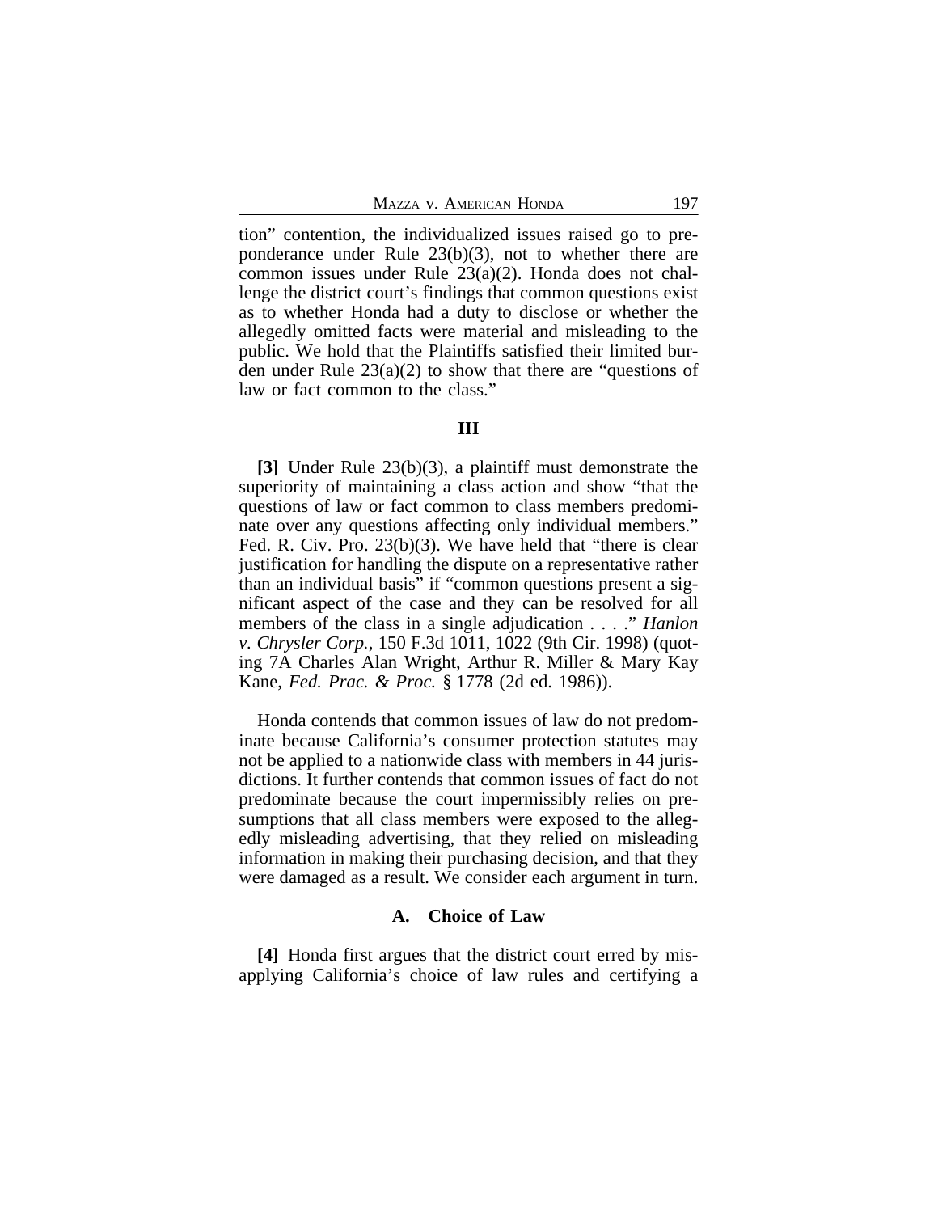tion" contention, the individualized issues raised go to preponderance under Rule 23(b)(3), not to whether there are common issues under Rule 23(a)(2). Honda does not challenge the district court's findings that common questions exist as to whether Honda had a duty to disclose or whether the allegedly omitted facts were material and misleading to the public. We hold that the Plaintiffs satisfied their limited burden under Rule 23(a)(2) to show that there are "questions of law or fact common to the class."

## III

**[3]** Under Rule 23(b)(3), a plaintiff must demonstrate the superiority of maintaining a class action and show "that the questions of law or fact common to class members predominate over any questions affecting only individual members." Fed. R. Civ. Pro. 23(b)(3). We have held that "there is clear justification for handling the dispute on a representative rather than an individual basis" if "common questions present a significant aspect of the case and they can be resolved for all members of the class in a single adjudication . . . ." *Hanlon v. Chrysler Corp.*, 150 F.3d 1011, 1022 (9th Cir. 1998) (quoting 7A Charles Alan Wright, Arthur R. Miller & Mary Kay Kane, *Fed. Prac. & Proc.* § 1778 (2d ed. 1986)).

Honda contends that common issues of law do not predominate because California's consumer protection statutes may not be applied to a nationwide class with members in 44 jurisdictions. It further contends that common issues of fact do not predominate because the court impermissibly relies on presumptions that all class members were exposed to the allegedly misleading advertising, that they relied on misleading information in making their purchasing decision, and that they were damaged as a result. We consider each argument in turn.

### A. Choice of Law

**[4]** Honda first argues that the district court erred by misapplying California's choice of law rules and certifying a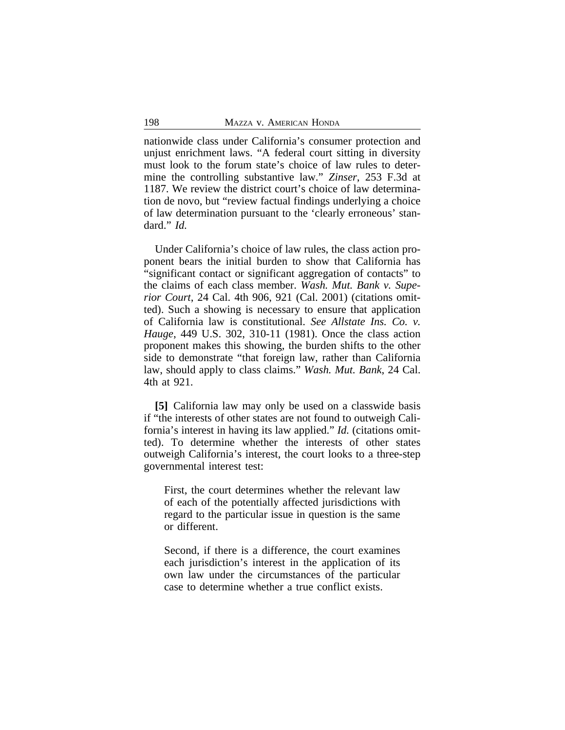nationwide class under California's consumer protection and unjust enrichment laws. "A federal court sitting in diversity must look to the forum state's choice of law rules to determine the controlling substantive law." *Zinser*, 253 F.3d at 1187. We review the district court's choice of law determination de novo, but "review factual findings underlying a choice of law determination pursuant to the 'clearly erroneous' standard." *Id.*

Under California's choice of law rules, the class action proponent bears the initial burden to show that California has "significant contact or significant aggregation of contacts" to the claims of each class member. *Wash. Mut. Bank v. Superior Court*, 24 Cal. 4th 906, 921 (Cal. 2001) (citations omitted). Such a showing is necessary to ensure that application of California law is constitutional. *See Allstate Ins. Co. v. Hauge*, 449 U.S. 302, 310-11 (1981). Once the class action proponent makes this showing, the burden shifts to the other side to demonstrate "that foreign law, rather than California law, should apply to class claims." *Wash. Mut. Bank*, 24 Cal. 4th at 921.

**[5]** California law may only be used on a classwide basis if "the interests of other states are not found to outweigh California's interest in having its law applied." *Id.* (citations omitted). To determine whether the interests of other states outweigh California's interest, the court looks to a three-step governmental interest test:

> First, the court determines whether the relevant law of each of the potentially affected jurisdictions with regard to the particular issue in question is the same or different.
>
> Second, if there is a difference, the court examines each jurisdiction's interest in the application of its own law under the circumstances of the particular case to determine whether a true conflict exists.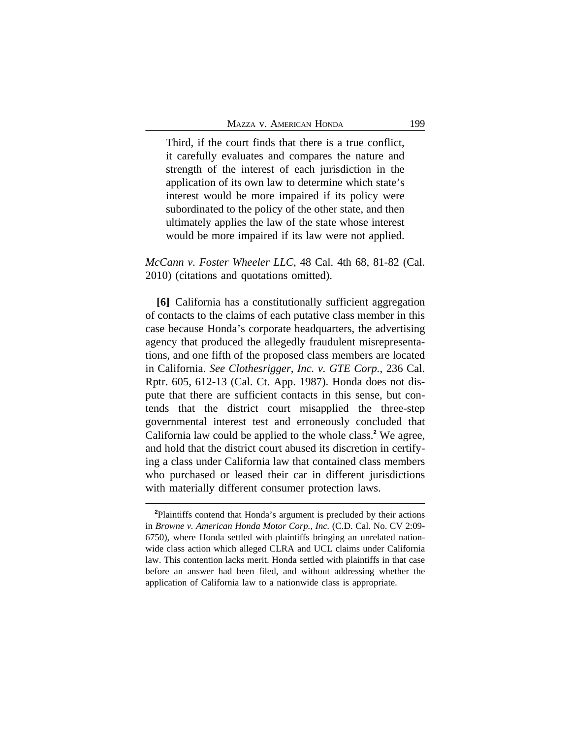> Third, if the court finds that there is a true conflict, it carefully evaluates and compares the nature and strength of the interest of each jurisdiction in the application of its own law to determine which state's interest would be more impaired if its policy were subordinated to the policy of the other state, and then ultimately applies the law of the state whose interest would be more impaired if its law were not applied.

*McCann v. Foster Wheeler LLC*, 48 Cal. 4th 68, 81-82 (Cal. 2010) (citations and quotations omitted).

**[6]** California has a constitutionally sufficient aggregation of contacts to the claims of each putative class member in this case because Honda's corporate headquarters, the advertising agency that produced the allegedly fraudulent misrepresentations, and one fifth of the proposed class members are located in California. *See Clothesrigger, Inc. v. GTE Corp.*, 236 Cal. Rptr. 605, 612-13 (Cal. Ct. App. 1987). Honda does not dispute that there are sufficient contacts in this sense, but contends that the district court misapplied the three-step governmental interest test and erroneously concluded that California law could be applied to the whole class.[2] We agree, and hold that the district court abused its discretion in certifying a class under California law that contained class members who purchased or leased their car in different jurisdictions with materially different consumer protection laws.

---

[2] Plaintiffs contend that Honda's argument is precluded by their actions in *Browne v. American Honda Motor Corp., Inc.* (C.D. Cal. No. CV 2:09-6750), where Honda settled with plaintiffs bringing an unrelated nationwide class action which alleged CLRA and UCL claims under California law. This contention lacks merit. Honda settled with plaintiffs in that case before an answer had been filed, and without addressing whether the application of California law to a nationwide class is appropriate.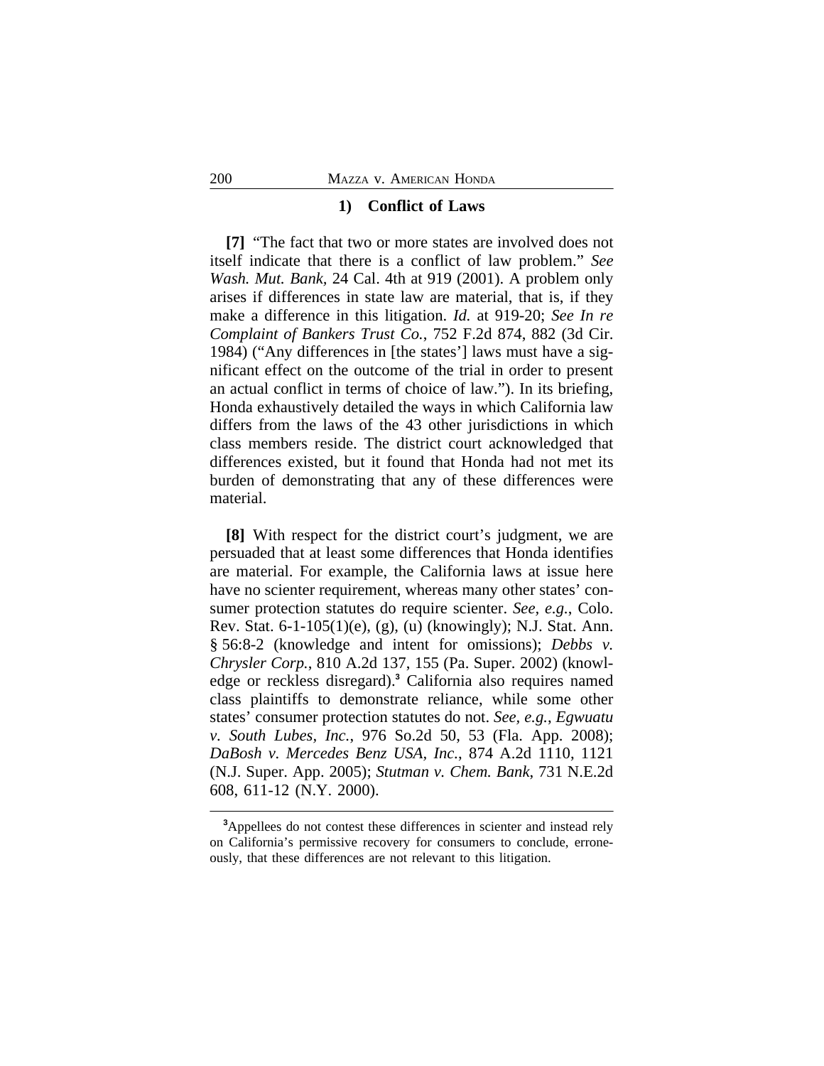### 1) Conflict of Laws

**[7]** "The fact that two or more states are involved does not itself indicate that there is a conflict of law problem." *See Wash. Mut. Bank,* 24 Cal. 4th at 919 (2001). A problem only arises if differences in state law are material, that is, if they make a difference in this litigation. *Id.* at 919-20; *See In re Complaint of Bankers Trust Co.*, 752 F.2d 874, 882 (3d Cir. 1984) ("Any differences in [the states'] laws must have a significant effect on the outcome of the trial in order to present an actual conflict in terms of choice of law."). In its briefing, Honda exhaustively detailed the ways in which California law differs from the laws of the 43 other jurisdictions in which class members reside. The district court acknowledged that differences existed, but it found that Honda had not met its burden of demonstrating that any of these differences were material.

**[8]** With respect for the district court's judgment, we are persuaded that at least some differences that Honda identifies are material. For example, the California laws at issue here have no scienter requirement, whereas many other states' consumer protection statutes do require scienter. *See, e.g.*, Colo. Rev. Stat. 6-1-105(1)(e), (g), (u) (knowingly); N.J. Stat. Ann. § 56:8-2 (knowledge and intent for omissions); *Debbs v. Chrysler Corp.*, 810 A.2d 137, 155 (Pa. Super. 2002) (knowledge or reckless disregard).[3] California also requires named class plaintiffs to demonstrate reliance, while some other states' consumer protection statutes do not. *See, e.g.*, *Egwuatu v. South Lubes, Inc.*, 976 So.2d 50, 53 (Fla. App. 2008); *DaBosh v. Mercedes Benz USA, Inc.*, 874 A.2d 1110, 1121 (N.J. Super. App. 2005); *Stutman v. Chem. Bank*, 731 N.E.2d 608, 611-12 (N.Y. 2000).

[3] Appellees do not contest these differences in scienter and instead rely on California's permissive recovery for consumers to conclude, erroneously, that these differences are not relevant to this litigation.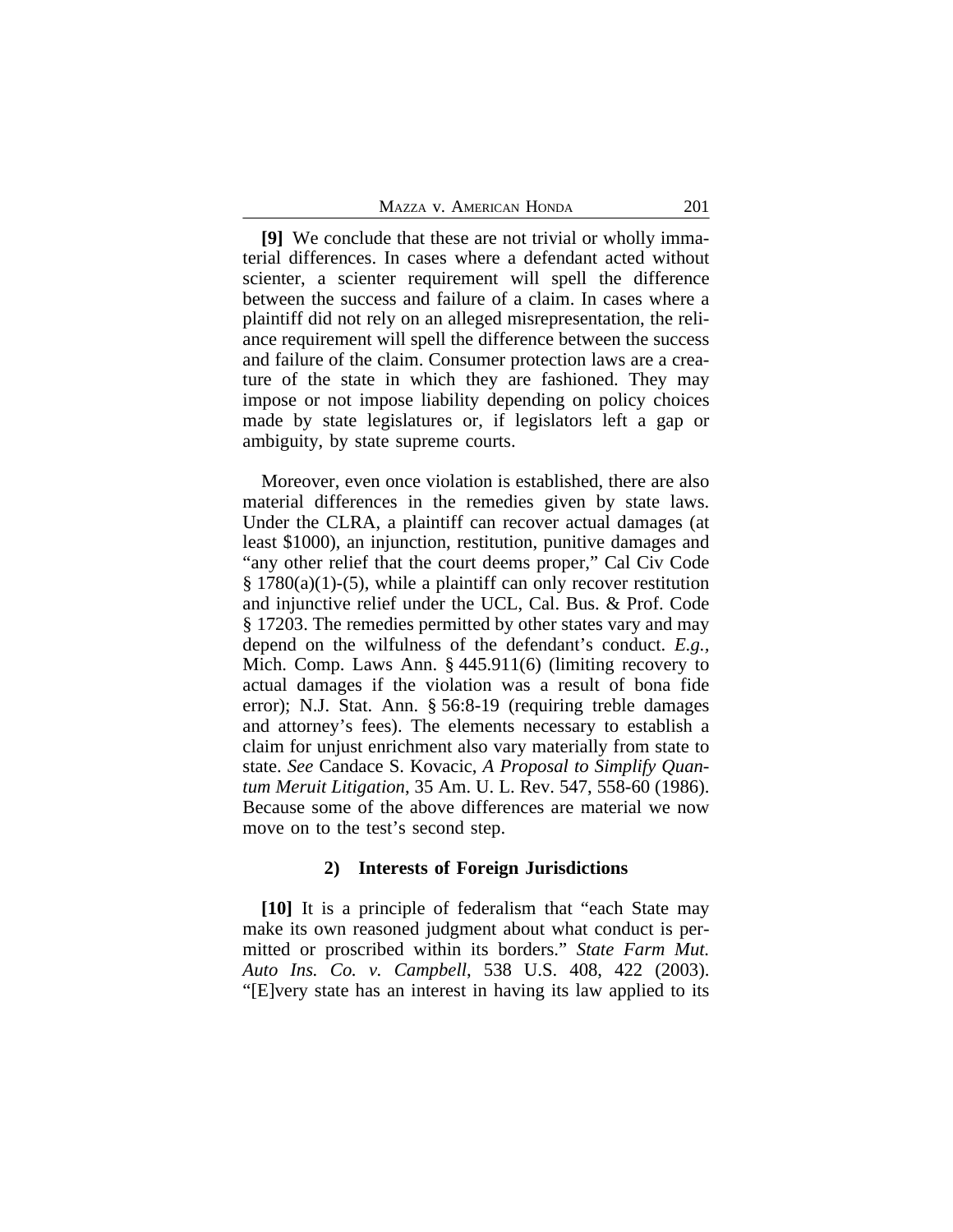**[9]** We conclude that these are not trivial or wholly immaterial differences. In cases where a defendant acted without scienter, a scienter requirement will spell the difference between the success and failure of a claim. In cases where a plaintiff did not rely on an alleged misrepresentation, the reliance requirement will spell the difference between the success and failure of the claim. Consumer protection laws are a creature of the state in which they are fashioned. They may impose or not impose liability depending on policy choices made by state legislatures or, if legislators left a gap or ambiguity, by state supreme courts.

Moreover, even once violation is established, there are also material differences in the remedies given by state laws. Under the CLRA, a plaintiff can recover actual damages (at least $1000), an injunction, restitution, punitive damages and "any other relief that the court deems proper," Cal Civ Code § 1780(a)(1)-(5), while a plaintiff can only recover restitution and injunctive relief under the UCL, Cal. Bus. & Prof. Code § 17203. The remedies permitted by other states vary and may depend on the wilfulness of the defendant's conduct. *E.g.*, Mich. Comp. Laws Ann. § 445.911(6) (limiting recovery to actual damages if the violation was a result of bona fide error); N.J. Stat. Ann. § 56:8-19 (requiring treble damages and attorney's fees). The elements necessary to establish a claim for unjust enrichment also vary materially from state to state. *See* Candace S. Kovacic, *A Proposal to Simplify Quantum Meruit Litigation*, 35 Am. U. L. Rev. 547, 558-60 (1986). Because some of the above differences are material we now move on to the test's second step.

### 2) Interests of Foreign Jurisdictions

**[10]** It is a principle of federalism that "each State may make its own reasoned judgment about what conduct is permitted or proscribed within its borders." *State Farm Mut. Auto Ins. Co. v. Campbell*, 538 U.S. 408, 422 (2003). "[E]very state has an interest in having its law applied to its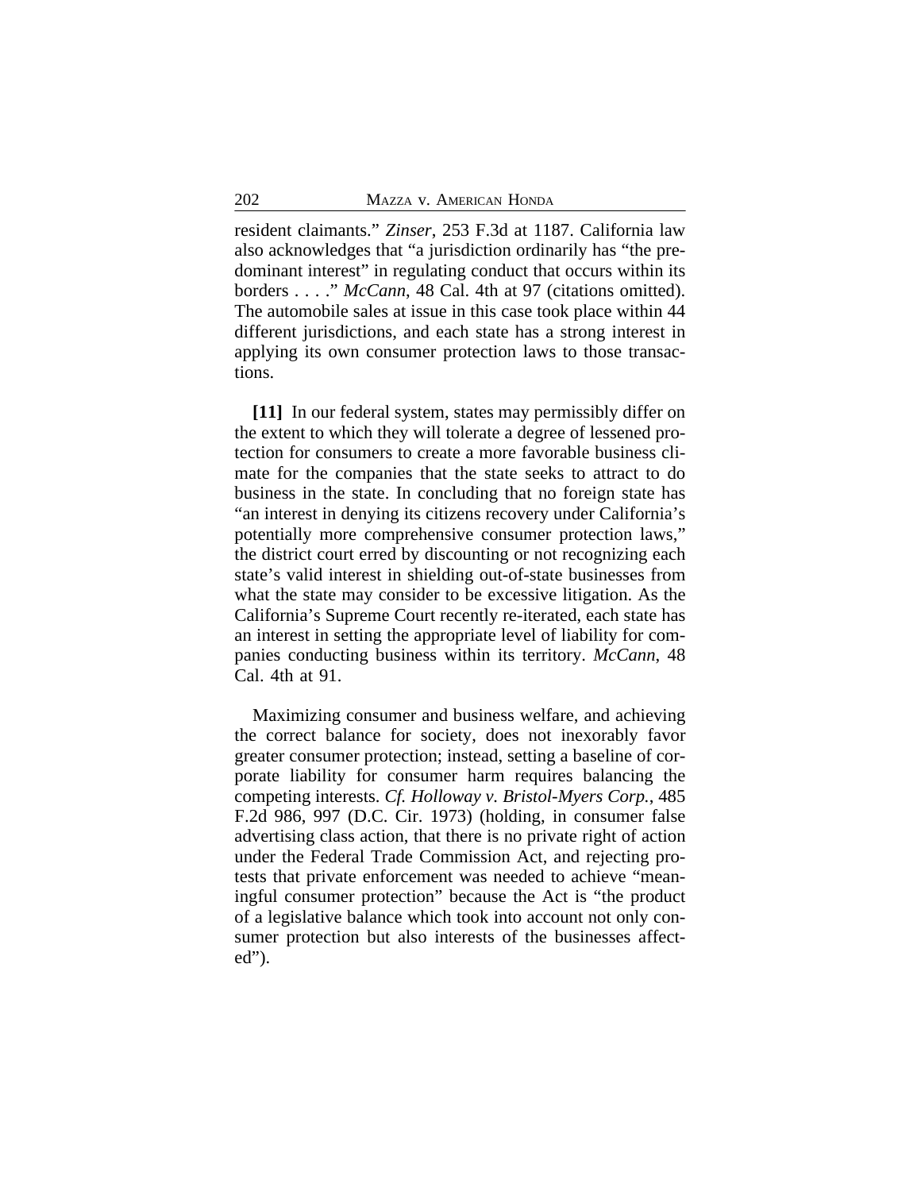resident claimants." *Zinser*, 253 F.3d at 1187. California law also acknowledges that "a jurisdiction ordinarily has "the predominant interest" in regulating conduct that occurs within its borders . . . ." *McCann*, 48 Cal. 4th at 97 (citations omitted). The automobile sales at issue in this case took place within 44 different jurisdictions, and each state has a strong interest in applying its own consumer protection laws to those transactions.

**[11]** In our federal system, states may permissibly differ on the extent to which they will tolerate a degree of lessened protection for consumers to create a more favorable business climate for the companies that the state seeks to attract to do business in the state. In concluding that no foreign state has "an interest in denying its citizens recovery under California's potentially more comprehensive consumer protection laws," the district court erred by discounting or not recognizing each state's valid interest in shielding out-of-state businesses from what the state may consider to be excessive litigation. As the California's Supreme Court recently re-iterated, each state has an interest in setting the appropriate level of liability for companies conducting business within its territory. *McCann*, 48 Cal. 4th at 91.

Maximizing consumer and business welfare, and achieving the correct balance for society, does not inexorably favor greater consumer protection; instead, setting a baseline of corporate liability for consumer harm requires balancing the competing interests. *Cf. Holloway v. Bristol-Myers Corp.*, 485 F.2d 986, 997 (D.C. Cir. 1973) (holding, in consumer false advertising class action, that there is no private right of action under the Federal Trade Commission Act, and rejecting protests that private enforcement was needed to achieve "meaningful consumer protection" because the Act is "the product of a legislative balance which took into account not only consumer protection but also interests of the businesses affected").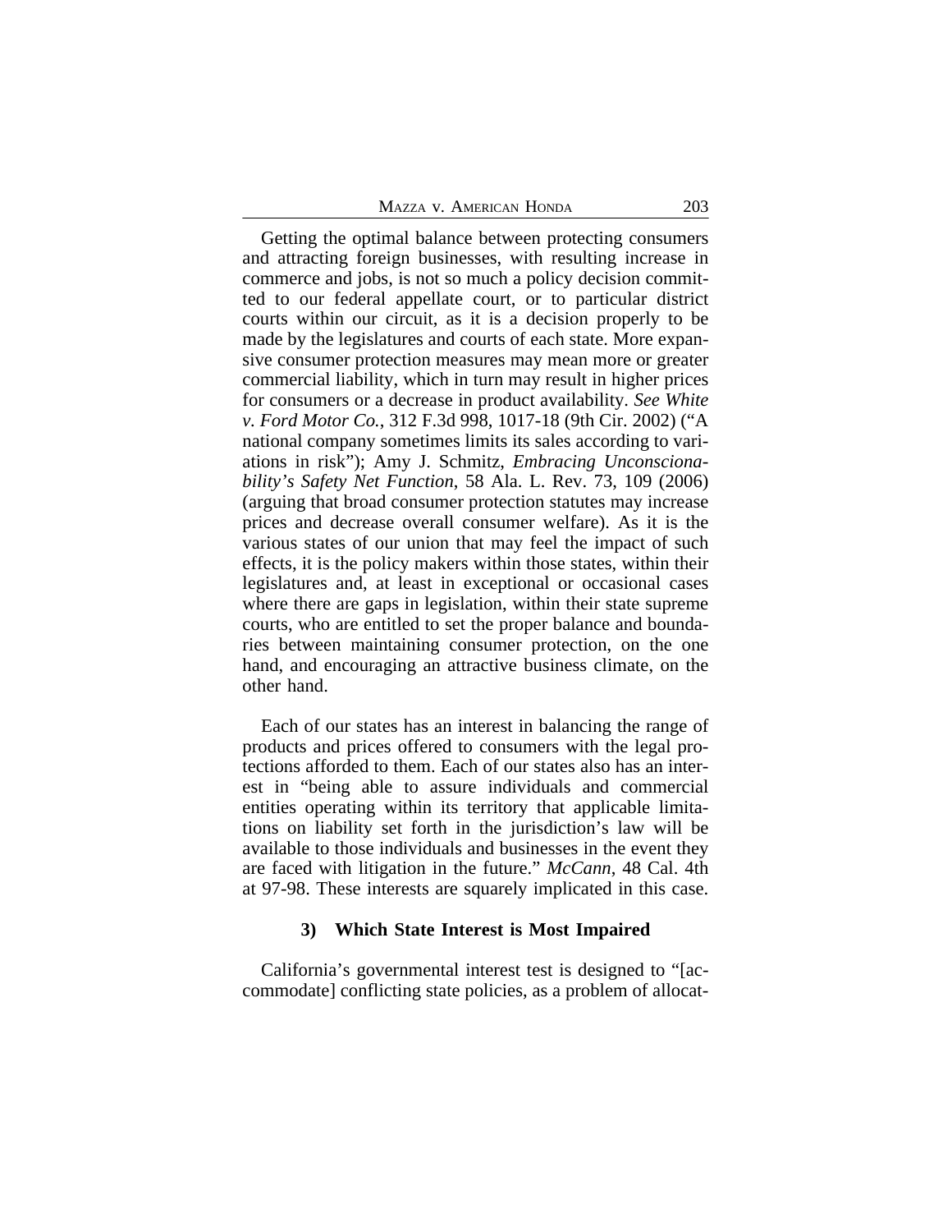Getting the optimal balance between protecting consumers and attracting foreign businesses, with resulting increase in commerce and jobs, is not so much a policy decision committed to our federal appellate court, or to particular district courts within our circuit, as it is a decision properly to be made by the legislatures and courts of each state. More expansive consumer protection measures may mean more or greater commercial liability, which in turn may result in higher prices for consumers or a decrease in product availability. *See White v. Ford Motor Co.*, 312 F.3d 998, 1017-18 (9th Cir. 2002) ("A national company sometimes limits its sales according to variations in risk"); Amy J. Schmitz, *Embracing Unconscionability's Safety Net Function*, 58 Ala. L. Rev. 73, 109 (2006) (arguing that broad consumer protection statutes may increase prices and decrease overall consumer welfare). As it is the various states of our union that may feel the impact of such effects, it is the policy makers within those states, within their legislatures and, at least in exceptional or occasional cases where there are gaps in legislation, within their state supreme courts, who are entitled to set the proper balance and boundaries between maintaining consumer protection, on the one hand, and encouraging an attractive business climate, on the other hand.

Each of our states has an interest in balancing the range of products and prices offered to consumers with the legal protections afforded to them. Each of our states also has an interest in "being able to assure individuals and commercial entities operating within its territory that applicable limitations on liability set forth in the jurisdiction's law will be available to those individuals and businesses in the event they are faced with litigation in the future." *McCann*, 48 Cal. 4th at 97-98. These interests are squarely implicated in this case.

### 3) Which State Interest is Most Impaired

California's governmental interest test is designed to "[accommodate] conflicting state policies, as a problem of allocat-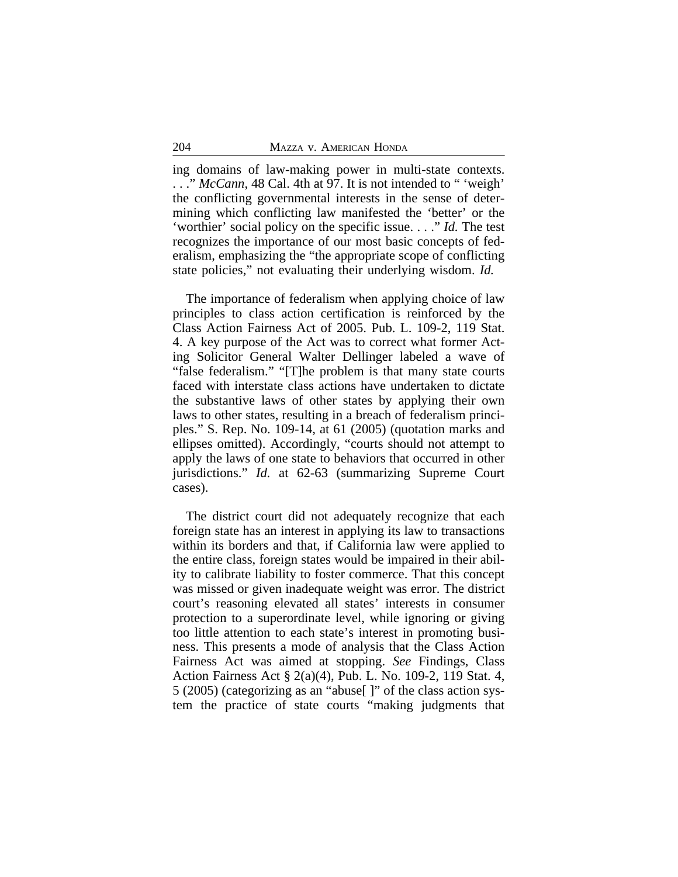ing domains of law-making power in multi-state contexts. . . ." *McCann*, 48 Cal. 4th at 97. It is not intended to " 'weigh' the conflicting governmental interests in the sense of determining which conflicting law manifested the 'better' or the 'worthier' social policy on the specific issue. . . ." *Id.* The test recognizes the importance of our most basic concepts of federalism, emphasizing the "the appropriate scope of conflicting state policies," not evaluating their underlying wisdom. *Id.*

The importance of federalism when applying choice of law principles to class action certification is reinforced by the Class Action Fairness Act of 2005. Pub. L. 109-2, 119 Stat. 4. A key purpose of the Act was to correct what former Acting Solicitor General Walter Dellinger labeled a wave of "false federalism." "[T]he problem is that many state courts faced with interstate class actions have undertaken to dictate the substantive laws of other states by applying their own laws to other states, resulting in a breach of federalism principles." S. Rep. No. 109-14, at 61 (2005) (quotation marks and ellipses omitted). Accordingly, "courts should not attempt to apply the laws of one state to behaviors that occurred in other jurisdictions." *Id.* at 62-63 (summarizing Supreme Court cases).

The district court did not adequately recognize that each foreign state has an interest in applying its law to transactions within its borders and that, if California law were applied to the entire class, foreign states would be impaired in their ability to calibrate liability to foster commerce. That this concept was missed or given inadequate weight was error. The district court's reasoning elevated all states' interests in consumer protection to a superordinate level, while ignoring or giving too little attention to each state's interest in promoting business. This presents a mode of analysis that the Class Action Fairness Act was aimed at stopping. *See* Findings, Class Action Fairness Act § 2(a)(4), Pub. L. No. 109-2, 119 Stat. 4, 5 (2005) (categorizing as an "abuse[ ]" of the class action system the practice of state courts "making judgments that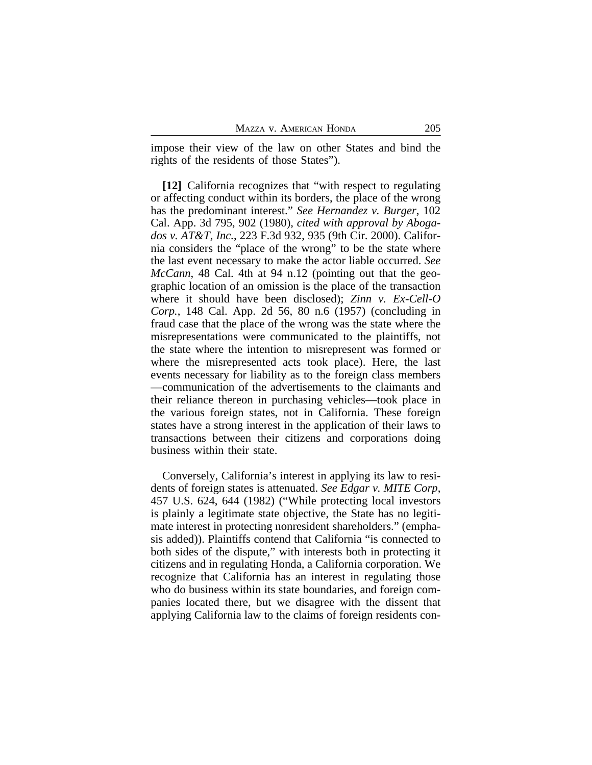impose their view of the law on other States and bind the rights of the residents of those States").

**[12]** California recognizes that "with respect to regulating or affecting conduct within its borders, the place of the wrong has the predominant interest." *See Hernandez v. Burger*, 102 Cal. App. 3d 795, 902 (1980), *cited with approval by Abogados v. AT&T, Inc.*, 223 F.3d 932, 935 (9th Cir. 2000). California considers the "place of the wrong" to be the state where the last event necessary to make the actor liable occurred. *See McCann*, 48 Cal. 4th at 94 n.12 (pointing out that the geographic location of an omission is the place of the transaction where it should have been disclosed); *Zinn v. Ex-Cell-O Corp.*, 148 Cal. App. 2d 56, 80 n.6 (1957) (concluding in fraud case that the place of the wrong was the state where the misrepresentations were communicated to the plaintiffs, not the state where the intention to misrepresent was formed or where the misrepresented acts took place). Here, the last events necessary for liability as to the foreign class members —communication of the advertisements to the claimants and their reliance thereon in purchasing vehicles—took place in the various foreign states, not in California. These foreign states have a strong interest in the application of their laws to transactions between their citizens and corporations doing business within their state.

Conversely, California's interest in applying its law to residents of foreign states is attenuated. *See Edgar v. MITE Corp*, 457 U.S. 624, 644 (1982) ("While protecting local investors is plainly a legitimate state objective, the State has no legitimate interest in protecting nonresident shareholders." (emphasis added)). Plaintiffs contend that California "is connected to both sides of the dispute," with interests both in protecting it citizens and in regulating Honda, a California corporation. We recognize that California has an interest in regulating those who do business within its state boundaries, and foreign companies located there, but we disagree with the dissent that applying California law to the claims of foreign residents con-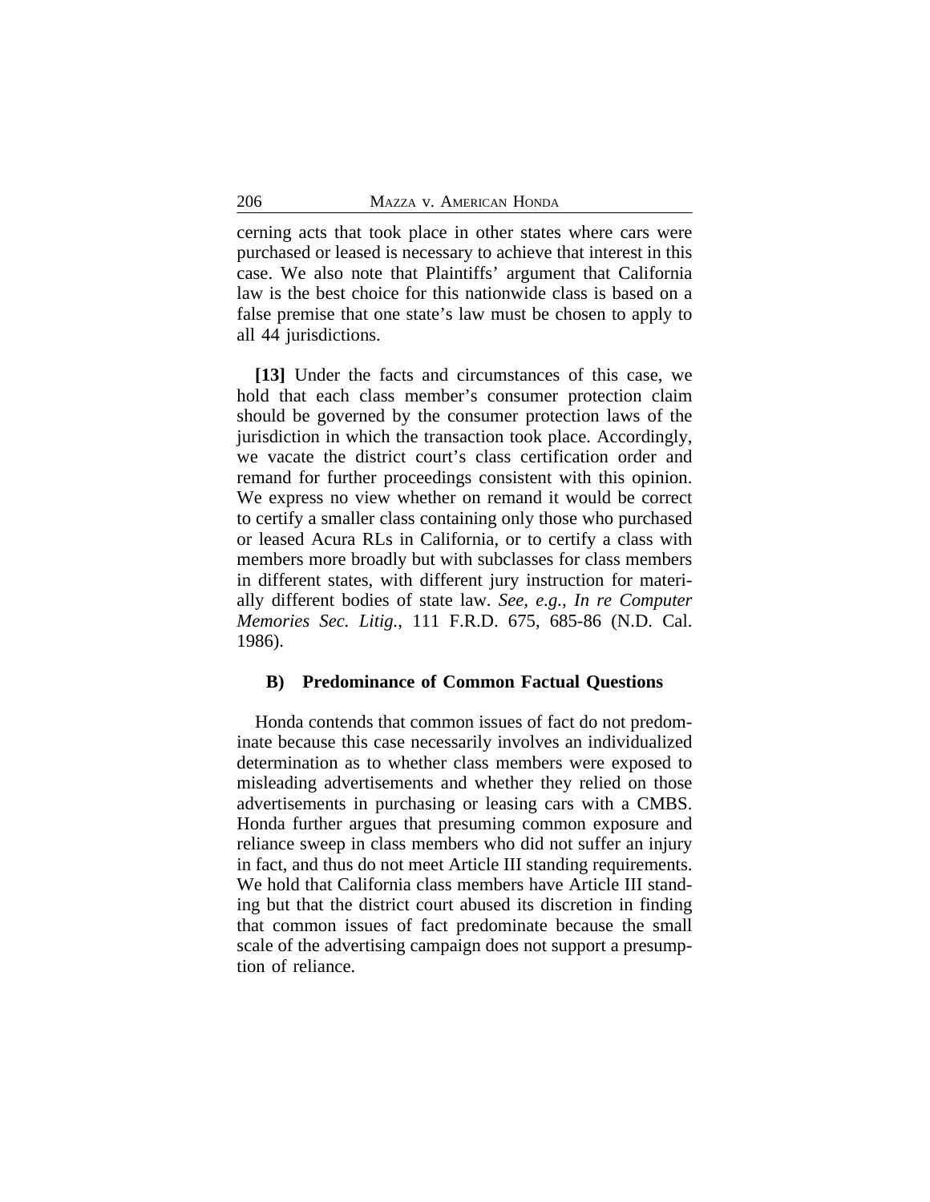cerning acts that took place in other states where cars were purchased or leased is necessary to achieve that interest in this case. We also note that Plaintiffs' argument that California law is the best choice for this nationwide class is based on a false premise that one state's law must be chosen to apply to all 44 jurisdictions.

**[13]** Under the facts and circumstances of this case, we hold that each class member's consumer protection claim should be governed by the consumer protection laws of the jurisdiction in which the transaction took place. Accordingly, we vacate the district court's class certification order and remand for further proceedings consistent with this opinion. We express no view whether on remand it would be correct to certify a smaller class containing only those who purchased or leased Acura RLs in California, or to certify a class with members more broadly but with subclasses for class members in different states, with different jury instruction for materially different bodies of state law. *See, e.g.*, *In re Computer Memories Sec. Litig.*, 111 F.R.D. 675, 685-86 (N.D. Cal. 1986).

### B) Predominance of Common Factual Questions

Honda contends that common issues of fact do not predominate because this case necessarily involves an individualized determination as to whether class members were exposed to misleading advertisements and whether they relied on those advertisements in purchasing or leasing cars with a CMBS. Honda further argues that presuming common exposure and reliance sweep in class members who did not suffer an injury in fact, and thus do not meet Article III standing requirements. We hold that California class members have Article III standing but that the district court abused its discretion in finding that common issues of fact predominate because the small scale of the advertising campaign does not support a presumption of reliance.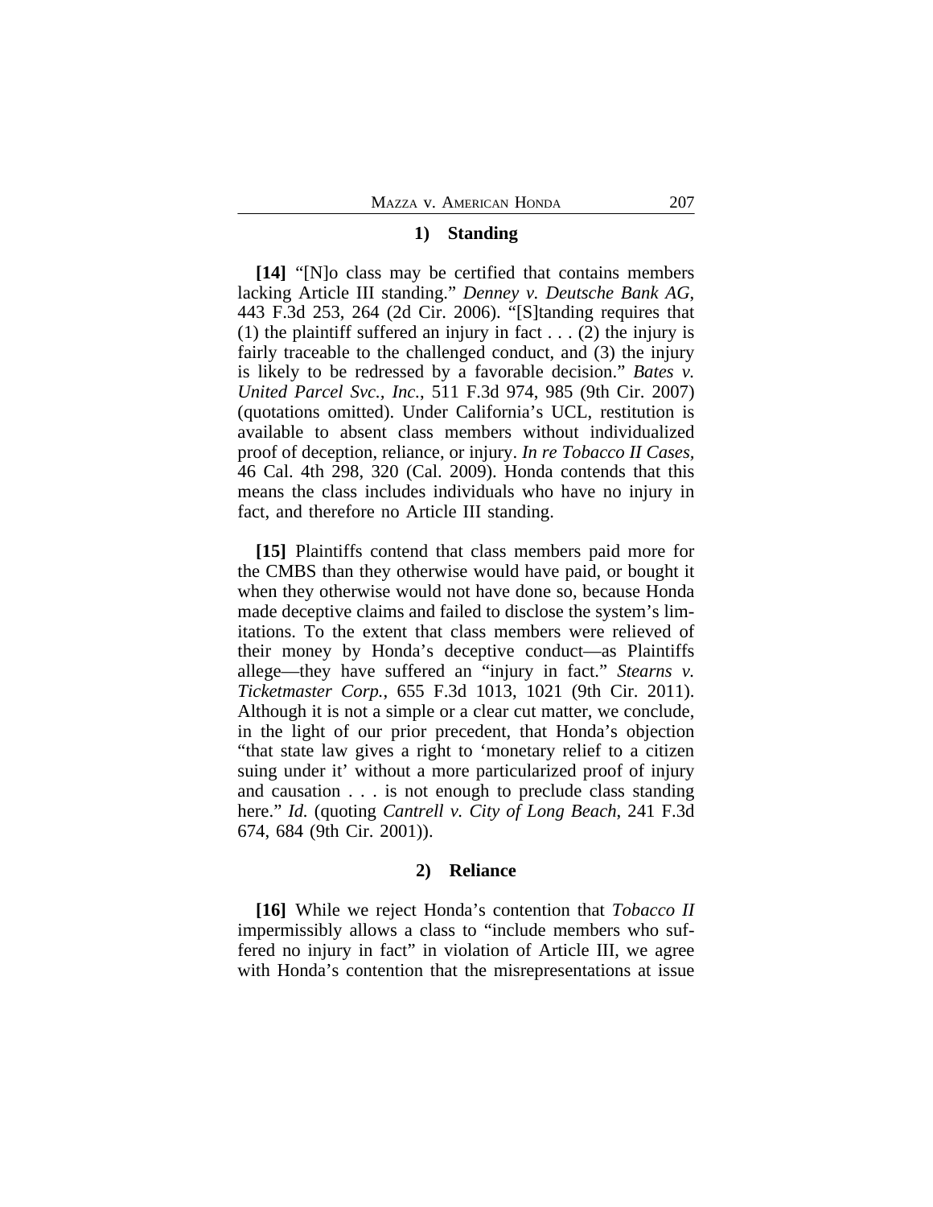### 1) Standing

**[14]** "[N]o class may be certified that contains members lacking Article III standing." *Denney v. Deutsche Bank AG*, 443 F.3d 253, 264 (2d Cir. 2006). "[S]tanding requires that (1) the plaintiff suffered an injury in fact . . . (2) the injury is fairly traceable to the challenged conduct, and (3) the injury is likely to be redressed by a favorable decision." *Bates v. United Parcel Svc., Inc.*, 511 F.3d 974, 985 (9th Cir. 2007) (quotations omitted). Under California's UCL, restitution is available to absent class members without individualized proof of deception, reliance, or injury. *In re Tobacco II Cases*, 46 Cal. 4th 298, 320 (Cal. 2009). Honda contends that this means the class includes individuals who have no injury in fact, and therefore no Article III standing.

**[15]** Plaintiffs contend that class members paid more for the CMBS than they otherwise would have paid, or bought it when they otherwise would not have done so, because Honda made deceptive claims and failed to disclose the system's limitations. To the extent that class members were relieved of their money by Honda's deceptive conduct—as Plaintiffs allege—they have suffered an "injury in fact." *Stearns v. Ticketmaster Corp.*, 655 F.3d 1013, 1021 (9th Cir. 2011). Although it is not a simple or a clear cut matter, we conclude, in the light of our prior precedent, that Honda's objection "that state law gives a right to 'monetary relief to a citizen suing under it' without a more particularized proof of injury and causation . . . is not enough to preclude class standing here." *Id.* (quoting *Cantrell v. City of Long Beach*, 241 F.3d 674, 684 (9th Cir. 2001)).

### 2) Reliance

**[16]** While we reject Honda's contention that *Tobacco II* impermissibly allows a class to "include members who suffered no injury in fact" in violation of Article III, we agree with Honda's contention that the misrepresentations at issue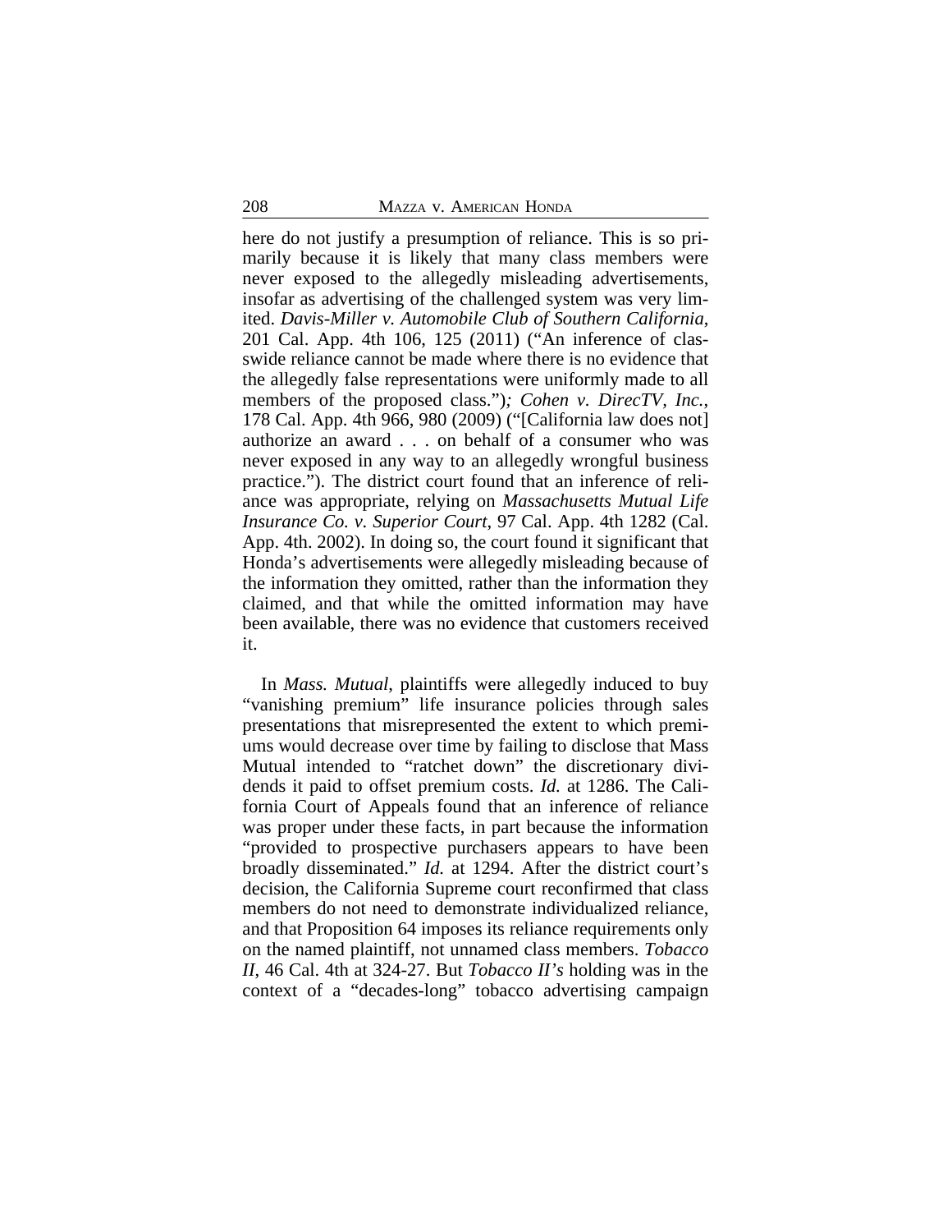here do not justify a presumption of reliance. This is so primarily because it is likely that many class members were never exposed to the allegedly misleading advertisements, insofar as advertising of the challenged system was very limited. *Davis-Miller v. Automobile Club of Southern California*, 201 Cal. App. 4th 106, 125 (2011) ("An inference of classwide reliance cannot be made where there is no evidence that the allegedly false representations were uniformly made to all members of the proposed class.")*; Cohen v. DirecTV, Inc.*, 178 Cal. App. 4th 966, 980 (2009) ("[California law does not] authorize an award . . . on behalf of a consumer who was never exposed in any way to an allegedly wrongful business practice."). The district court found that an inference of reliance was appropriate, relying on *Massachusetts Mutual Life Insurance Co. v. Superior Court*, 97 Cal. App. 4th 1282 (Cal. App. 4th. 2002). In doing so, the court found it significant that Honda's advertisements were allegedly misleading because of the information they omitted, rather than the information they claimed, and that while the omitted information may have been available, there was no evidence that customers received it.

In *Mass. Mutual*, plaintiffs were allegedly induced to buy "vanishing premium" life insurance policies through sales presentations that misrepresented the extent to which premiums would decrease over time by failing to disclose that Mass Mutual intended to "ratchet down" the discretionary dividends it paid to offset premium costs. *Id.* at 1286. The California Court of Appeals found that an inference of reliance was proper under these facts, in part because the information "provided to prospective purchasers appears to have been broadly disseminated." *Id.* at 1294. After the district court's decision, the California Supreme court reconfirmed that class members do not need to demonstrate individualized reliance, and that Proposition 64 imposes its reliance requirements only on the named plaintiff, not unnamed class members. *Tobacco II*, 46 Cal. 4th at 324-27. But *Tobacco II's* holding was in the context of a "decades-long" tobacco advertising campaign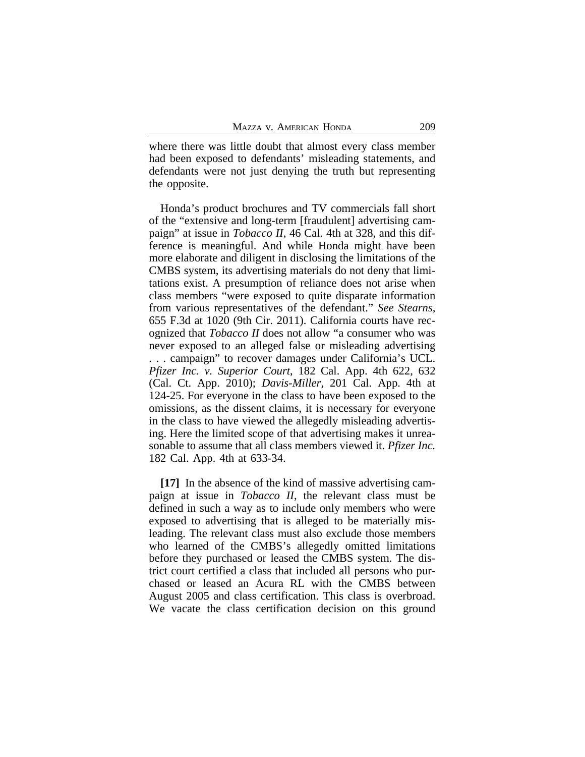where there was little doubt that almost every class member had been exposed to defendants' misleading statements, and defendants were not just denying the truth but representing the opposite.

Honda's product brochures and TV commercials fall short of the "extensive and long-term [fraudulent] advertising campaign" at issue in *Tobacco II*, 46 Cal. 4th at 328, and this difference is meaningful. And while Honda might have been more elaborate and diligent in disclosing the limitations of the CMBS system, its advertising materials do not deny that limitations exist. A presumption of reliance does not arise when class members "were exposed to quite disparate information from various representatives of the defendant." *See Stearns*, 655 F.3d at 1020 (9th Cir. 2011). California courts have recognized that *Tobacco II* does not allow "a consumer who was never exposed to an alleged false or misleading advertising . . . campaign" to recover damages under California's UCL. *Pfizer Inc. v. Superior Court*, 182 Cal. App. 4th 622, 632 (Cal. Ct. App. 2010); *Davis-Miller*, 201 Cal. App. 4th at 124-25. For everyone in the class to have been exposed to the omissions, as the dissent claims, it is necessary for everyone in the class to have viewed the allegedly misleading advertising. Here the limited scope of that advertising makes it unreasonable to assume that all class members viewed it. *Pfizer Inc.* 182 Cal. App. 4th at 633-34.

**[17]** In the absence of the kind of massive advertising campaign at issue in *Tobacco II*, the relevant class must be defined in such a way as to include only members who were exposed to advertising that is alleged to be materially misleading. The relevant class must also exclude those members who learned of the CMBS's allegedly omitted limitations before they purchased or leased the CMBS system. The district court certified a class that included all persons who purchased or leased an Acura RL with the CMBS between August 2005 and class certification. This class is overbroad. We vacate the class certification decision on this ground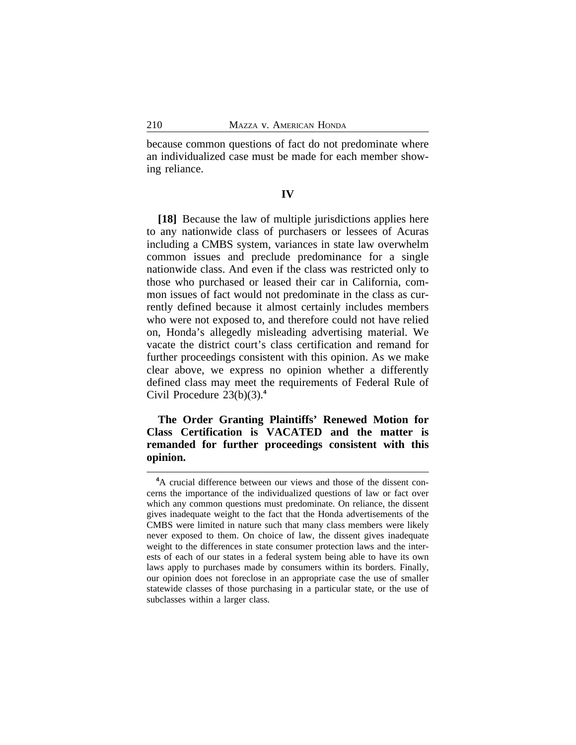because common questions of fact do not predominate where an individualized case must be made for each member showing reliance.

## IV

**[18]** Because the law of multiple jurisdictions applies here to any nationwide class of purchasers or lessees of Acuras including a CMBS system, variances in state law overwhelm common issues and preclude predominance for a single nationwide class. And even if the class was restricted only to those who purchased or leased their car in California, common issues of fact would not predominate in the class as currently defined because it almost certainly includes members who were not exposed to, and therefore could not have relied on, Honda's allegedly misleading advertising material. We vacate the district court's class certification and remand for further proceedings consistent with this opinion. As we make clear above, we express no opinion whether a differently defined class may meet the requirements of Federal Rule of Civil Procedure 23(b)(3).[4]

**The Order Granting Plaintiffs' Renewed Motion for Class Certification is VACATED and the matter is remanded for further proceedings consistent with this opinion.**

---

[4]A crucial difference between our views and those of the dissent concerns the importance of the individualized questions of law or fact over which any common questions must predominate. On reliance, the dissent gives inadequate weight to the fact that the Honda advertisements of the CMBS were limited in nature such that many class members were likely never exposed to them. On choice of law, the dissent gives inadequate weight to the differences in state consumer protection laws and the interests of each of our states in a federal system being able to have its own laws apply to purchases made by consumers within its borders. Finally, our opinion does not foreclose in an appropriate case the use of smaller statewide classes of those purchasing in a particular state, or the use of subclasses within a larger class.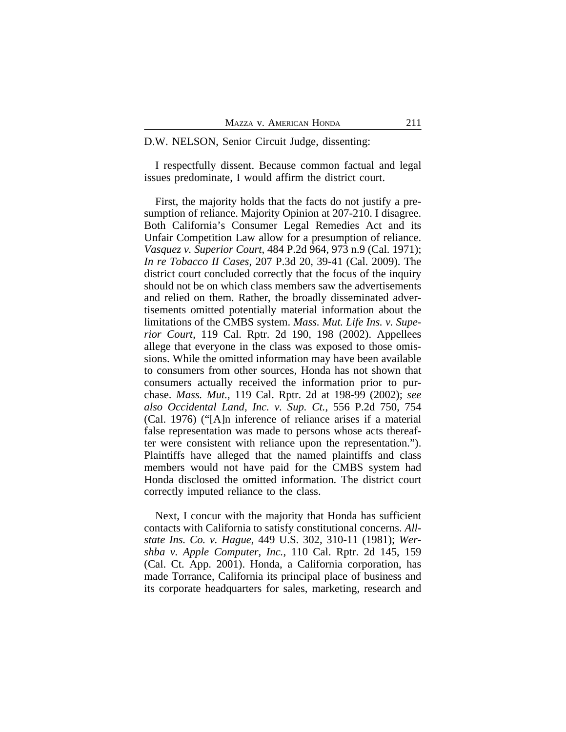D.W. NELSON, Senior Circuit Judge, dissenting:

I respectfully dissent. Because common factual and legal issues predominate, I would affirm the district court.

First, the majority holds that the facts do not justify a presumption of reliance. Majority Opinion at 207-210. I disagree. Both California's Consumer Legal Remedies Act and its Unfair Competition Law allow for a presumption of reliance. *Vasquez v. Superior Court*, 484 P.2d 964, 973 n.9 (Cal. 1971); *In re Tobacco II Cases*, 207 P.3d 20, 39-41 (Cal. 2009). The district court concluded correctly that the focus of the inquiry should not be on which class members saw the advertisements and relied on them. Rather, the broadly disseminated advertisements omitted potentially material information about the limitations of the CMBS system. *Mass. Mut. Life Ins. v. Superior Court*, 119 Cal. Rptr. 2d 190, 198 (2002). Appellees allege that everyone in the class was exposed to those omissions. While the omitted information may have been available to consumers from other sources, Honda has not shown that consumers actually received the information prior to purchase. *Mass. Mut.*, 119 Cal. Rptr. 2d at 198-99 (2002); *see also Occidental Land, Inc. v. Sup. Ct.*, 556 P.2d 750, 754 (Cal. 1976) ("[A]n inference of reliance arises if a material false representation was made to persons whose acts thereafter were consistent with reliance upon the representation."). Plaintiffs have alleged that the named plaintiffs and class members would not have paid for the CMBS system had Honda disclosed the omitted information. The district court correctly imputed reliance to the class.

Next, I concur with the majority that Honda has sufficient contacts with California to satisfy constitutional concerns. *Allstate Ins. Co. v. Hague*, 449 U.S. 302, 310-11 (1981); *Wershba v. Apple Computer, Inc.*, 110 Cal. Rptr. 2d 145, 159 (Cal. Ct. App. 2001). Honda, a California corporation, has made Torrance, California its principal place of business and its corporate headquarters for sales, marketing, research and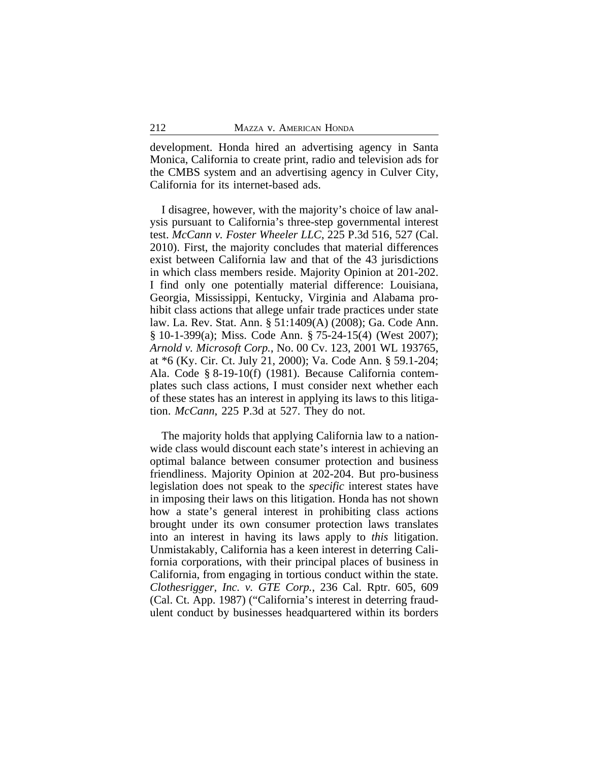development. Honda hired an advertising agency in Santa Monica, California to create print, radio and television ads for the CMBS system and an advertising agency in Culver City, California for its internet-based ads.

I disagree, however, with the majority's choice of law analysis pursuant to California's three-step governmental interest test. *McCann v. Foster Wheeler LLC*, 225 P.3d 516, 527 (Cal. 2010). First, the majority concludes that material differences exist between California law and that of the 43 jurisdictions in which class members reside. Majority Opinion at 201-202. I find only one potentially material difference: Louisiana, Georgia, Mississippi, Kentucky, Virginia and Alabama prohibit class actions that allege unfair trade practices under state law. La. Rev. Stat. Ann. § 51:1409(A) (2008); Ga. Code Ann. § 10-1-399(a); Miss. Code Ann. § 75-24-15(4) (West 2007); *Arnold v. Microsoft Corp.*, No. 00 Cv. 123, 2001 WL 193765, at *6 (Ky. Cir. Ct. July 21, 2000); Va. Code Ann. § 59.1-204; Ala. Code § 8-19-10(f) (1981). Because California contemplates such class actions, I must consider next whether each of these states has an interest in applying its laws to this litigation. *McCann*, 225 P.3d at 527. They do not.

The majority holds that applying California law to a nationwide class would discount each state's interest in achieving an optimal balance between consumer protection and business friendliness. Majority Opinion at 202-204. But pro-business legislation does not speak to the *specific* interest states have in imposing their laws on this litigation. Honda has not shown how a state's general interest in prohibiting class actions brought under its own consumer protection laws translates into an interest in having its laws apply to *this* litigation. Unmistakably, California has a keen interest in deterring California corporations, with their principal places of business in California, from engaging in tortious conduct within the state. *Clothesrigger, Inc. v. GTE Corp.*, 236 Cal. Rptr. 605, 609 (Cal. Ct. App. 1987) ("California's interest in deterring fraudulent conduct by businesses headquartered within its borders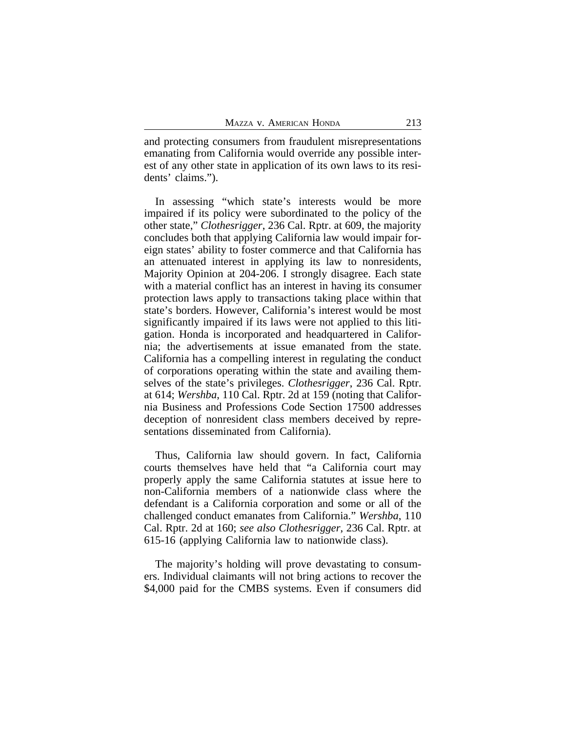and protecting consumers from fraudulent misrepresentations emanating from California would override any possible interest of any other state in application of its own laws to its residents' claims.").

In assessing "which state's interests would be more impaired if its policy were subordinated to the policy of the other state," *Clothesrigger*, 236 Cal. Rptr. at 609, the majority concludes both that applying California law would impair foreign states' ability to foster commerce and that California has an attenuated interest in applying its law to nonresidents, Majority Opinion at 204-206. I strongly disagree. Each state with a material conflict has an interest in having its consumer protection laws apply to transactions taking place within that state's borders. However, California's interest would be most significantly impaired if its laws were not applied to this litigation. Honda is incorporated and headquartered in California; the advertisements at issue emanated from the state. California has a compelling interest in regulating the conduct of corporations operating within the state and availing themselves of the state's privileges. *Clothesrigger*, 236 Cal. Rptr. at 614; *Wershba*, 110 Cal. Rptr. 2d at 159 (noting that California Business and Professions Code Section 17500 addresses deception of nonresident class members deceived by representations disseminated from California).

Thus, California law should govern. In fact, California courts themselves have held that "a California court may properly apply the same California statutes at issue here to non-California members of a nationwide class where the defendant is a California corporation and some or all of the challenged conduct emanates from California." *Wershba*, 110 Cal. Rptr. 2d at 160; *see also Clothesrigger*, 236 Cal. Rptr. at 615-16 (applying California law to nationwide class).

The majority's holding will prove devastating to consumers. Individual claimants will not bring actions to recover the $4,000 paid for the CMBS systems. Even if consumers did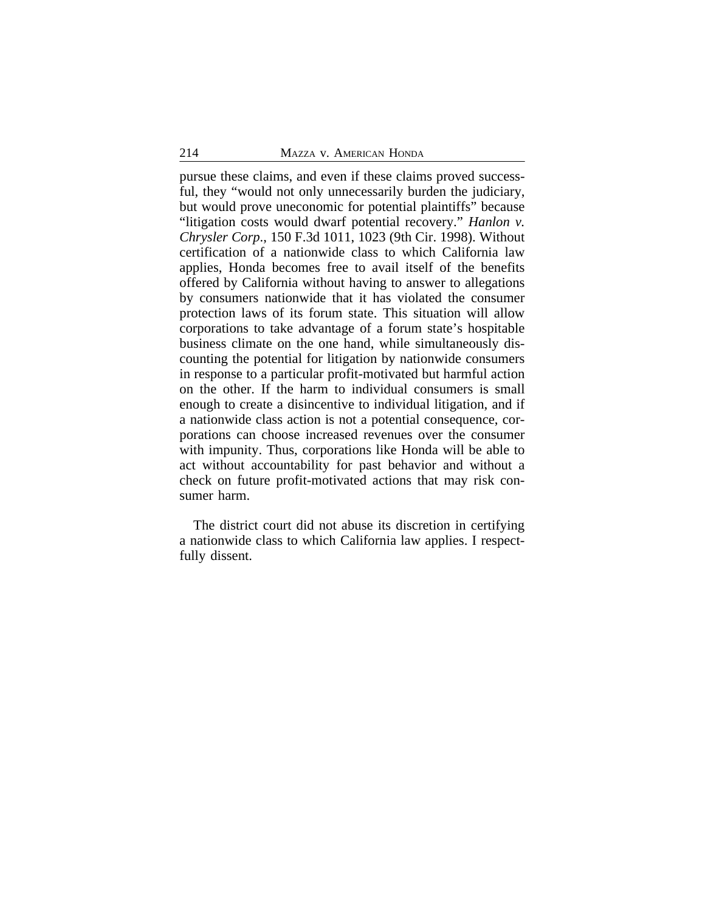pursue these claims, and even if these claims proved successful, they "would not only unnecessarily burden the judiciary, but would prove uneconomic for potential plaintiffs" because "litigation costs would dwarf potential recovery." *Hanlon v. Chrysler Corp.*, 150 F.3d 1011, 1023 (9th Cir. 1998). Without certification of a nationwide class to which California law applies, Honda becomes free to avail itself of the benefits offered by California without having to answer to allegations by consumers nationwide that it has violated the consumer protection laws of its forum state. This situation will allow corporations to take advantage of a forum state's hospitable business climate on the one hand, while simultaneously discounting the potential for litigation by nationwide consumers in response to a particular profit-motivated but harmful action on the other. If the harm to individual consumers is small enough to create a disincentive to individual litigation, and if a nationwide class action is not a potential consequence, corporations can choose increased revenues over the consumer with impunity. Thus, corporations like Honda will be able to act without accountability for past behavior and without a check on future profit-motivated actions that may risk consumer harm.

The district court did not abuse its discretion in certifying a nationwide class to which California law applies. I respectfully dissent.